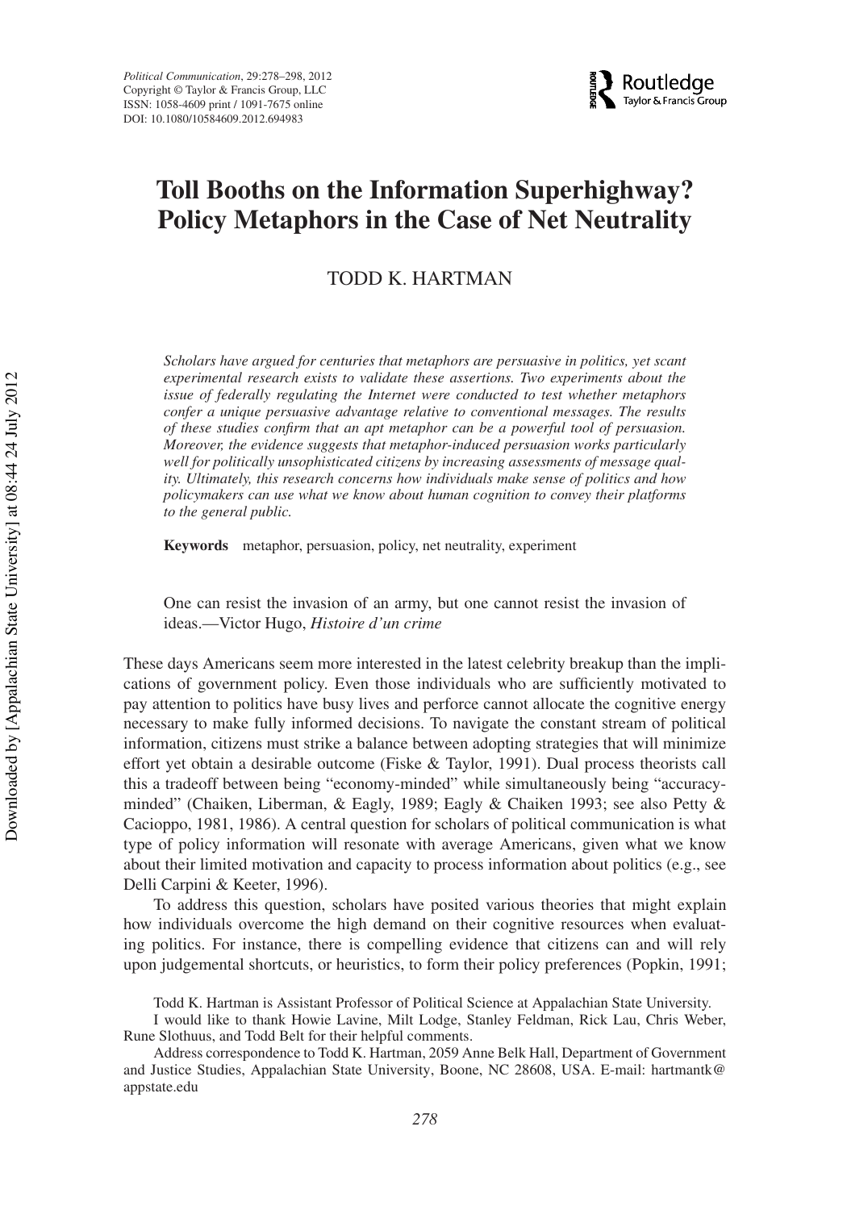# Toll Booths on the Information Superhighway? Policy Metaphors in the Case of Net Neutrality

TODD K. HARTMAN

*Scholars have argued for centuries that metaphors are persuasive in politics, yet scant experimental research exists to validate these assertions. Two experiments about the issue of federally regulating the Internet were conducted to test whether metaphors confer a unique persuasive advantage relative to conventional messages. The results of these studies confirm that an apt metaphor can be a powerful tool of persuasion. Moreover, the evidence suggests that metaphor-induced persuasion works particularly well for politically unsophisticated citizens by increasing assessments of message quality. Ultimately, this research concerns how individuals make sense of politics and how policymakers can use what we know about human cognition to convey their platforms to the general public.*

**Keywords** metaphor, persuasion, policy, net neutrality, experiment

> One can resist the invasion of an army, but one cannot resist the invasion of ideas.—Victor Hugo, *Histoire d'un crime*

These days Americans seem more interested in the latest celebrity breakup than the implications of government policy. Even those individuals who are sufficiently motivated to pay attention to politics have busy lives and perforce cannot allocate the cognitive energy necessary to make fully informed decisions. To navigate the constant stream of political information, citizens must strike a balance between adopting strategies that will minimize effort yet obtain a desirable outcome (Fiske & Taylor, 1991). Dual process theorists call this a tradeoff between being "economy-minded" while simultaneously being "accuracy-minded" (Chaiken, Liberman, & Eagly, 1989; Eagly & Chaiken 1993; see also Petty & Cacioppo, 1981, 1986). A central question for scholars of political communication is what type of policy information will resonate with average Americans, given what we know about their limited motivation and capacity to process information about politics (e.g., see Delli Carpini & Keeter, 1996).

To address this question, scholars have posited various theories that might explain how individuals overcome the high demand on their cognitive resources when evaluating politics. For instance, there is compelling evidence that citizens can and will rely upon judgemental shortcuts, or heuristics, to form their policy preferences (Popkin, 1991;

Todd K. Hartman is Assistant Professor of Political Science at Appalachian State University.

I would like to thank Howie Lavine, Milt Lodge, Stanley Feldman, Rick Lau, Chris Weber, Rune Slothuus, and Todd Belt for their helpful comments.

Address correspondence to Todd K. Hartman, 2059 Anne Belk Hall, Department of Government and Justice Studies, Appalachian State University, Boone, NC 28608, USA. E-mail: hartmantk@appstate.edu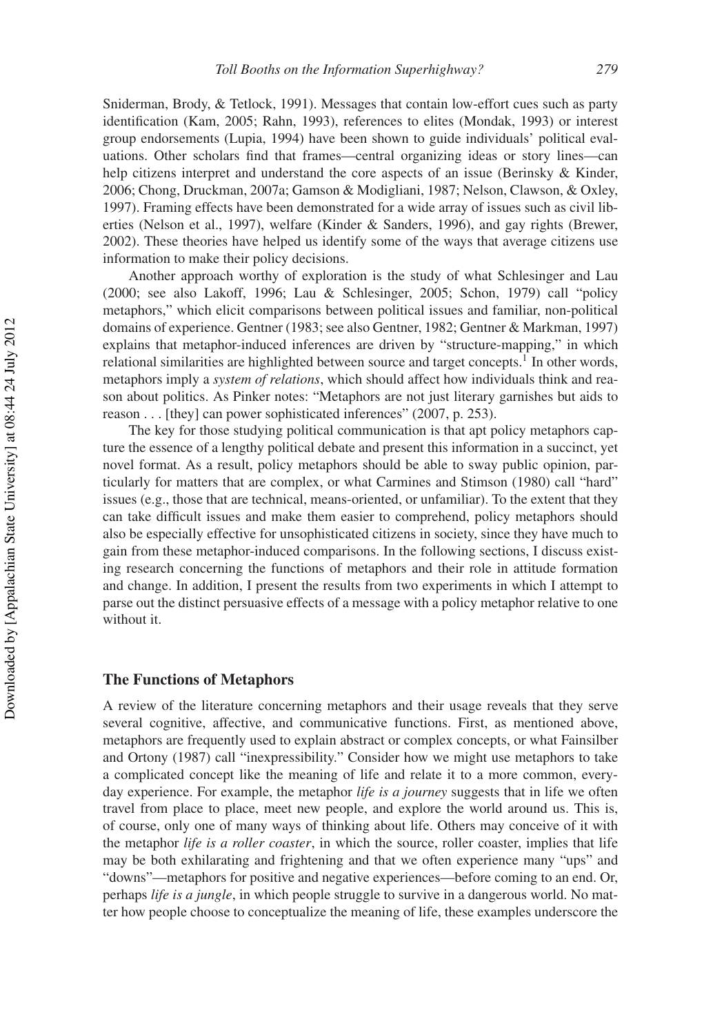Sniderman, Brody, & Tetlock, 1991). Messages that contain low-effort cues such as party identification (Kam, 2005; Rahn, 1993), references to elites (Mondak, 1993) or interest group endorsements (Lupia, 1994) have been shown to guide individuals' political evaluations. Other scholars find that frames—central organizing ideas or story lines—can help citizens interpret and understand the core aspects of an issue (Berinsky & Kinder, 2006; Chong, Druckman, 2007a; Gamson & Modigliani, 1987; Nelson, Clawson, & Oxley, 1997). Framing effects have been demonstrated for a wide array of issues such as civil liberties (Nelson et al., 1997), welfare (Kinder & Sanders, 1996), and gay rights (Brewer, 2002). These theories have helped us identify some of the ways that average citizens use information to make their policy decisions.

Another approach worthy of exploration is the study of what Schlesinger and Lau (2000; see also Lakoff, 1996; Lau & Schlesinger, 2005; Schon, 1979) call "policy metaphors," which elicit comparisons between political issues and familiar, non-political domains of experience. Gentner (1983; see also Gentner, 1982; Gentner & Markman, 1997) explains that metaphor-induced inferences are driven by "structure-mapping," in which relational similarities are highlighted between source and target concepts.[1] In other words, metaphors imply a *system of relations*, which should affect how individuals think and reason about politics. As Pinker notes: "Metaphors are not just literary garnishes but aids to reason . . . [they] can power sophisticated inferences" (2007, p. 253).

The key for those studying political communication is that apt policy metaphors capture the essence of a lengthy political debate and present this information in a succinct, yet novel format. As a result, policy metaphors should be able to sway public opinion, particularly for matters that are complex, or what Carmines and Stimson (1980) call "hard" issues (e.g., those that are technical, means-oriented, or unfamiliar). To the extent that they can take difficult issues and make them easier to comprehend, policy metaphors should also be especially effective for unsophisticated citizens in society, since they have much to gain from these metaphor-induced comparisons. In the following sections, I discuss existing research concerning the functions of metaphors and their role in attitude formation and change. In addition, I present the results from two experiments in which I attempt to parse out the distinct persuasive effects of a message with a policy metaphor relative to one without it.

## The Functions of Metaphors

A review of the literature concerning metaphors and their usage reveals that they serve several cognitive, affective, and communicative functions. First, as mentioned above, metaphors are frequently used to explain abstract or complex concepts, or what Fainsilber and Ortony (1987) call "inexpressibility." Consider how we might use metaphors to take a complicated concept like the meaning of life and relate it to a more common, everyday experience. For example, the metaphor *life is a journey* suggests that in life we often travel from place to place, meet new people, and explore the world around us. This is, of course, only one of many ways of thinking about life. Others may conceive of it with the metaphor *life is a roller coaster*, in which the source, roller coaster, implies that life may be both exhilarating and frightening and that we often experience many "ups" and "downs"—metaphors for positive and negative experiences—before coming to an end. Or, perhaps *life is a jungle*, in which people struggle to survive in a dangerous world. No matter how people choose to conceptualize the meaning of life, these examples underscore the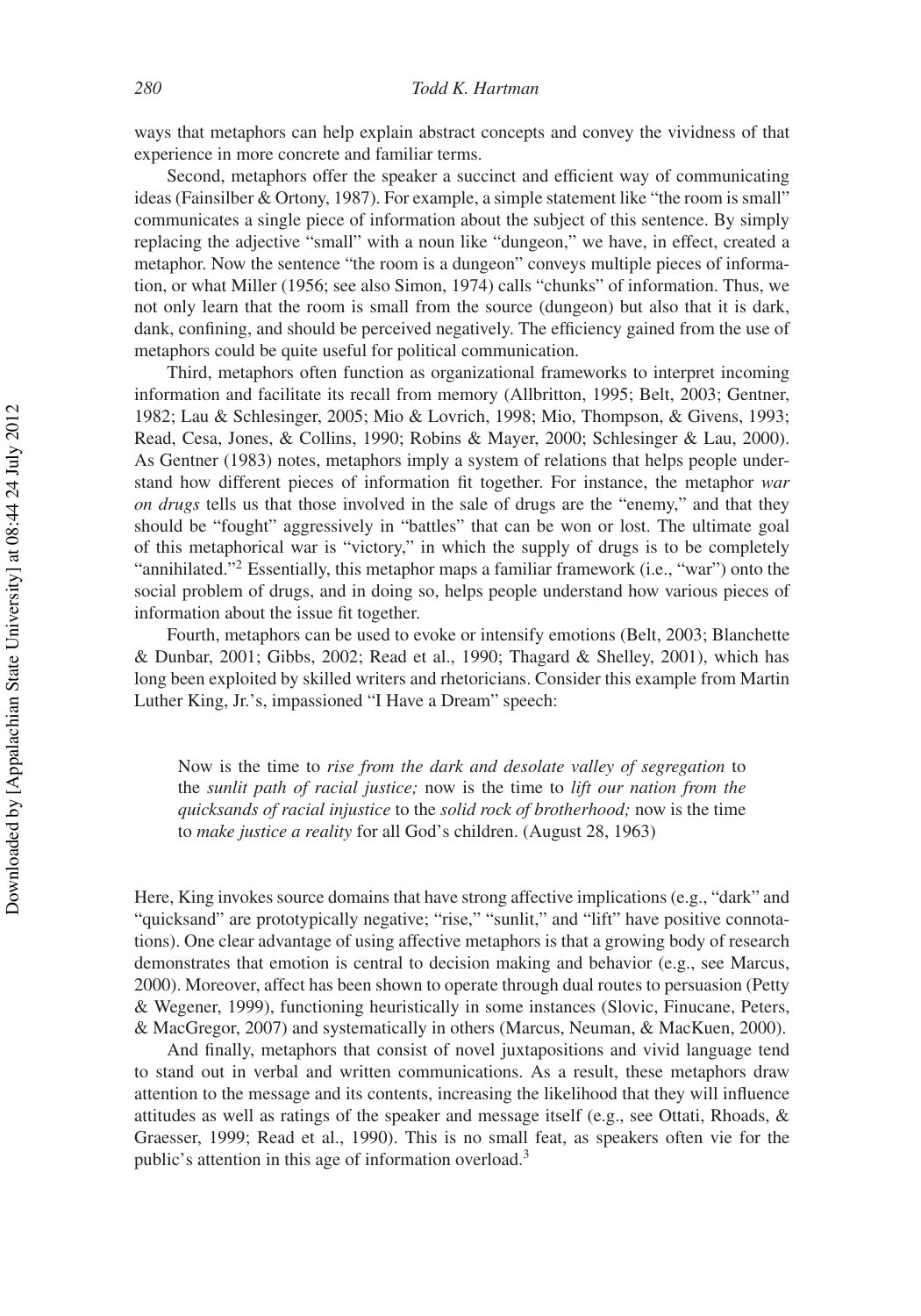ways that metaphors can help explain abstract concepts and convey the vividness of that experience in more concrete and familiar terms.

Second, metaphors offer the speaker a succinct and efficient way of communicating ideas (Fainsilber & Ortony, 1987). For example, a simple statement like "the room is small" communicates a single piece of information about the subject of this sentence. By simply replacing the adjective "small" with a noun like "dungeon," we have, in effect, created a metaphor. Now the sentence "the room is a dungeon" conveys multiple pieces of information, or what Miller (1956; see also Simon, 1974) calls "chunks" of information. Thus, we not only learn that the room is small from the source (dungeon) but also that it is dark, dank, confining, and should be perceived negatively. The efficiency gained from the use of metaphors could be quite useful for political communication.

Third, metaphors often function as organizational frameworks to interpret incoming information and facilitate its recall from memory (Allbritton, 1995; Belt, 2003; Gentner, 1982; Lau & Schlesinger, 2005; Mio & Lovrich, 1998; Mio, Thompson, & Givens, 1993; Read, Cesa, Jones, & Collins, 1990; Robins & Mayer, 2000; Schlesinger & Lau, 2000). As Gentner (1983) notes, metaphors imply a system of relations that helps people understand how different pieces of information fit together. For instance, the metaphor *war on drugs* tells us that those involved in the sale of drugs are the "enemy," and that they should be "fought" aggressively in "battles" that can be won or lost. The ultimate goal of this metaphorical war is "victory," in which the supply of drugs is to be completely "annihilated."[2] Essentially, this metaphor maps a familiar framework (i.e., "war") onto the social problem of drugs, and in doing so, helps people understand how various pieces of information about the issue fit together.

Fourth, metaphors can be used to evoke or intensify emotions (Belt, 2003; Blanchette & Dunbar, 2001; Gibbs, 2002; Read et al., 1990; Thagard & Shelley, 2001), which has long been exploited by skilled writers and rhetoricians. Consider this example from Martin Luther King, Jr.'s, impassioned "I Have a Dream" speech:

> Now is the time to *rise from the dark and desolate valley of segregation* to the *sunlit path of racial justice;* now is the time to *lift our nation from the quicksands of racial injustice* to the *solid rock of brotherhood;* now is the time to *make justice a reality* for all God's children. (August 28, 1963)

Here, King invokes source domains that have strong affective implications (e.g., "dark" and "quicksand" are prototypically negative; "rise," "sunlit," and "lift" have positive connotations). One clear advantage of using affective metaphors is that a growing body of research demonstrates that emotion is central to decision making and behavior (e.g., see Marcus, 2000). Moreover, affect has been shown to operate through dual routes to persuasion (Petty & Wegener, 1999), functioning heuristically in some instances (Slovic, Finucane, Peters, & MacGregor, 2007) and systematically in others (Marcus, Neuman, & MacKuen, 2000).

And finally, metaphors that consist of novel juxtapositions and vivid language tend to stand out in verbal and written communications. As a result, these metaphors draw attention to the message and its contents, increasing the likelihood that they will influence attitudes as well as ratings of the speaker and message itself (e.g., see Ottati, Rhoads, & Graesser, 1999; Read et al., 1990). This is no small feat, as speakers often vie for the public's attention in this age of information overload.[3]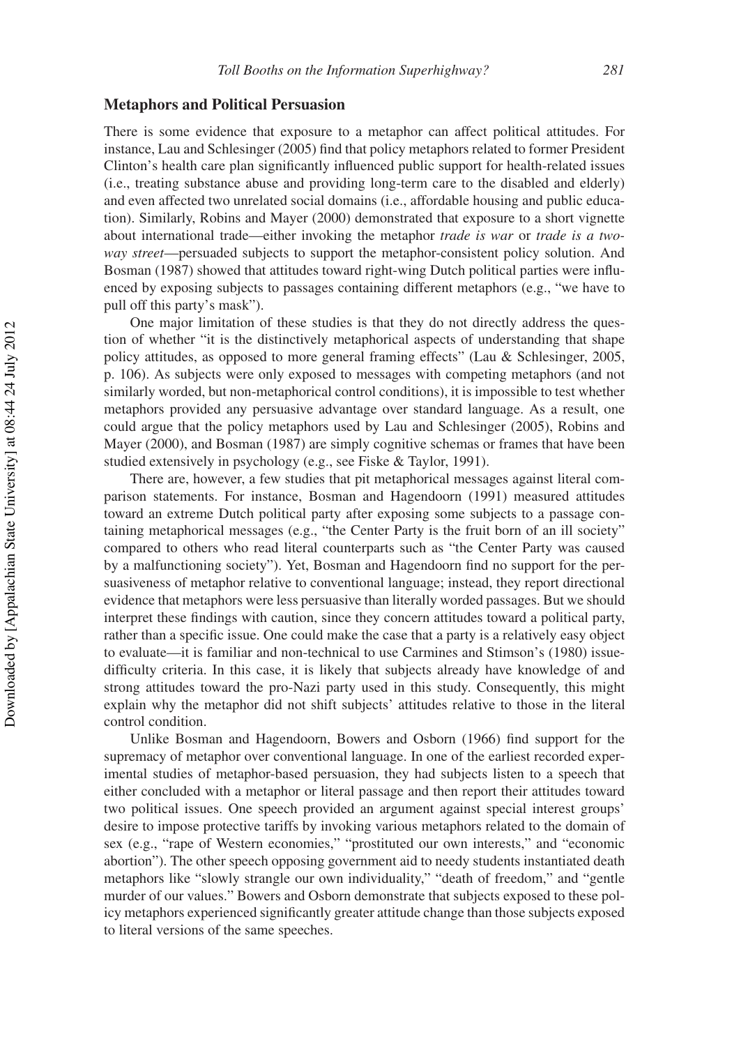## Metaphors and Political Persuasion

There is some evidence that exposure to a metaphor can affect political attitudes. For instance, Lau and Schlesinger (2005) find that policy metaphors related to former President Clinton's health care plan significantly influenced public support for health-related issues (i.e., treating substance abuse and providing long-term care to the disabled and elderly) and even affected two unrelated social domains (i.e., affordable housing and public education). Similarly, Robins and Mayer (2000) demonstrated that exposure to a short vignette about international trade—either invoking the metaphor *trade is war* or *trade is a two-way street*—persuaded subjects to support the metaphor-consistent policy solution. And Bosman (1987) showed that attitudes toward right-wing Dutch political parties were influenced by exposing subjects to passages containing different metaphors (e.g., "we have to pull off this party's mask").

One major limitation of these studies is that they do not directly address the question of whether "it is the distinctively metaphorical aspects of understanding that shape policy attitudes, as opposed to more general framing effects" (Lau & Schlesinger, 2005, p. 106). As subjects were only exposed to messages with competing metaphors (and not similarly worded, but non-metaphorical control conditions), it is impossible to test whether metaphors provided any persuasive advantage over standard language. As a result, one could argue that the policy metaphors used by Lau and Schlesinger (2005), Robins and Mayer (2000), and Bosman (1987) are simply cognitive schemas or frames that have been studied extensively in psychology (e.g., see Fiske & Taylor, 1991).

There are, however, a few studies that pit metaphorical messages against literal comparison statements. For instance, Bosman and Hagendoorn (1991) measured attitudes toward an extreme Dutch political party after exposing some subjects to a passage containing metaphorical messages (e.g., "the Center Party is the fruit born of an ill society" compared to others who read literal counterparts such as "the Center Party was caused by a malfunctioning society"). Yet, Bosman and Hagendoorn find no support for the persuasiveness of metaphor relative to conventional language; instead, they report directional evidence that metaphors were less persuasive than literally worded passages. But we should interpret these findings with caution, since they concern attitudes toward a political party, rather than a specific issue. One could make the case that a party is a relatively easy object to evaluate—it is familiar and non-technical to use Carmines and Stimson's (1980) issue-difficulty criteria. In this case, it is likely that subjects already have knowledge of and strong attitudes toward the pro-Nazi party used in this study. Consequently, this might explain why the metaphor did not shift subjects' attitudes relative to those in the literal control condition.

Unlike Bosman and Hagendoorn, Bowers and Osborn (1966) find support for the supremacy of metaphor over conventional language. In one of the earliest recorded experimental studies of metaphor-based persuasion, they had subjects listen to a speech that either concluded with a metaphor or literal passage and then report their attitudes toward two political issues. One speech provided an argument against special interest groups' desire to impose protective tariffs by invoking various metaphors related to the domain of sex (e.g., "rape of Western economies," "prostituted our own interests," and "economic abortion"). The other speech opposing government aid to needy students instantiated death metaphors like "slowly strangle our own individuality," "death of freedom," and "gentle murder of our values." Bowers and Osborn demonstrate that subjects exposed to these policy metaphors experienced significantly greater attitude change than those subjects exposed to literal versions of the same speeches.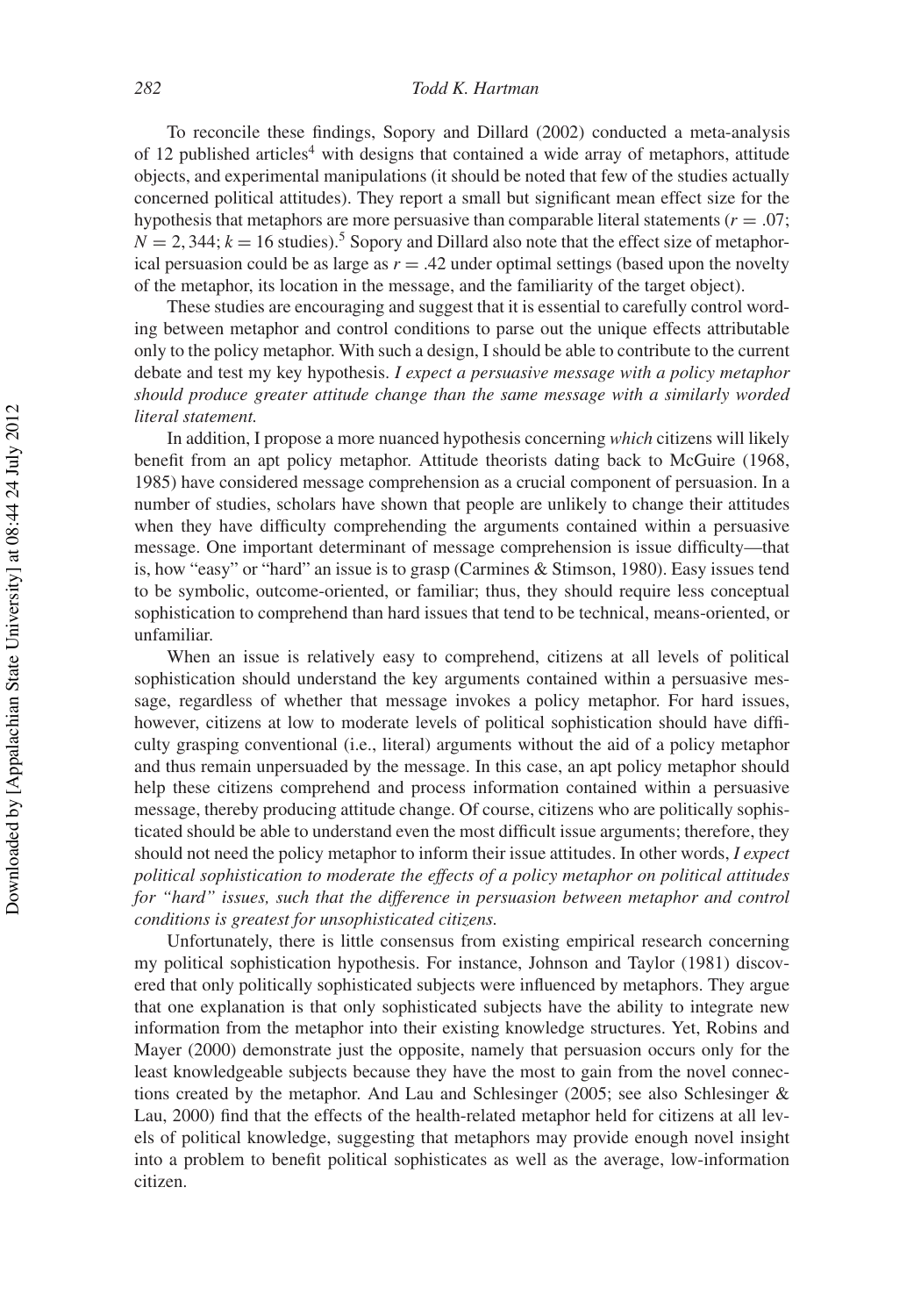To reconcile these findings, Sopory and Dillard (2002) conducted a meta-analysis of 12 published articles[4] with designs that contained a wide array of metaphors, attitude objects, and experimental manipulations (it should be noted that few of the studies actually concerned political attitudes). They report a small but significant mean effect size for the hypothesis that metaphors are more persuasive than comparable literal statements ($r = .07$; $N = 2,344$; $k = 16$ studies).[5] Sopory and Dillard also note that the effect size of metaphorical persuasion could be as large as $r = .42$ under optimal settings (based upon the novelty of the metaphor, its location in the message, and the familiarity of the target object).

These studies are encouraging and suggest that it is essential to carefully control wording between metaphor and control conditions to parse out the unique effects attributable only to the policy metaphor. With such a design, I should be able to contribute to the current debate and test my key hypothesis. *I expect a persuasive message with a policy metaphor should produce greater attitude change than the same message with a similarly worded literal statement.*

In addition, I propose a more nuanced hypothesis concerning *which* citizens will likely benefit from an apt policy metaphor. Attitude theorists dating back to McGuire (1968, 1985) have considered message comprehension as a crucial component of persuasion. In a number of studies, scholars have shown that people are unlikely to change their attitudes when they have difficulty comprehending the arguments contained within a persuasive message. One important determinant of message comprehension is issue difficulty—that is, how "easy" or "hard" an issue is to grasp (Carmines & Stimson, 1980). Easy issues tend to be symbolic, outcome-oriented, or familiar; thus, they should require less conceptual sophistication to comprehend than hard issues that tend to be technical, means-oriented, or unfamiliar.

When an issue is relatively easy to comprehend, citizens at all levels of political sophistication should understand the key arguments contained within a persuasive message, regardless of whether that message invokes a policy metaphor. For hard issues, however, citizens at low to moderate levels of political sophistication should have difficulty grasping conventional (i.e., literal) arguments without the aid of a policy metaphor and thus remain unpersuaded by the message. In this case, an apt policy metaphor should help these citizens comprehend and process information contained within a persuasive message, thereby producing attitude change. Of course, citizens who are politically sophisticated should be able to understand even the most difficult issue arguments; therefore, they should not need the policy metaphor to inform their issue attitudes. In other words, *I expect political sophistication to moderate the effects of a policy metaphor on political attitudes for "hard" issues, such that the difference in persuasion between metaphor and control conditions is greatest for unsophisticated citizens.*

Unfortunately, there is little consensus from existing empirical research concerning my political sophistication hypothesis. For instance, Johnson and Taylor (1981) discovered that only politically sophisticated subjects were influenced by metaphors. They argue that one explanation is that only sophisticated subjects have the ability to integrate new information from the metaphor into their existing knowledge structures. Yet, Robins and Mayer (2000) demonstrate just the opposite, namely that persuasion occurs only for the least knowledgeable subjects because they have the most to gain from the novel connections created by the metaphor. And Lau and Schlesinger (2005; see also Schlesinger & Lau, 2000) find that the effects of the health-related metaphor held for citizens at all levels of political knowledge, suggesting that metaphors may provide enough novel insight into a problem to benefit political sophisticates as well as the average, low-information citizen.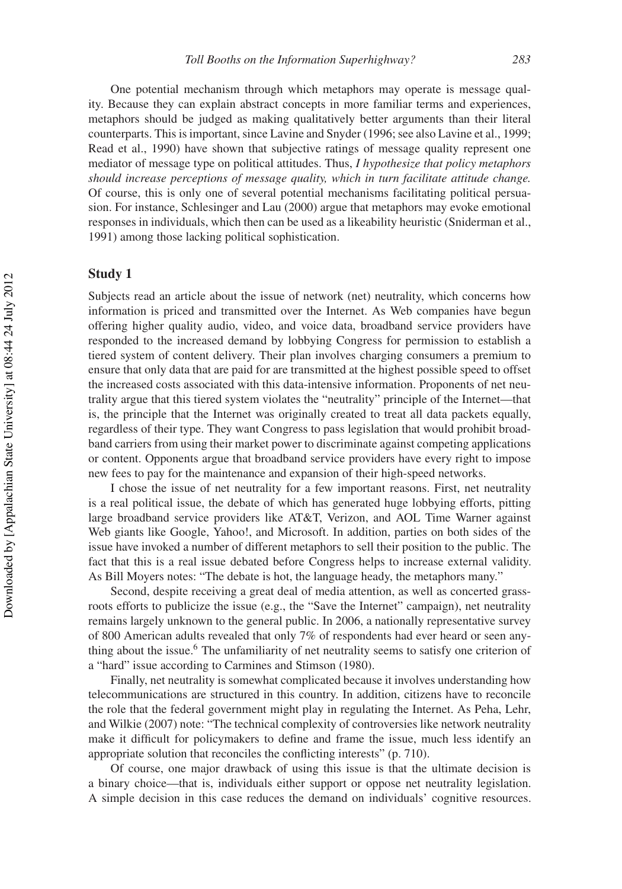One potential mechanism through which metaphors may operate is message quality. Because they can explain abstract concepts in more familiar terms and experiences, metaphors should be judged as making qualitatively better arguments than their literal counterparts. This is important, since Lavine and Snyder (1996; see also Lavine et al., 1999; Read et al., 1990) have shown that subjective ratings of message quality represent one mediator of message type on political attitudes. Thus, *I hypothesize that policy metaphors should increase perceptions of message quality, which in turn facilitate attitude change.* Of course, this is only one of several potential mechanisms facilitating political persuasion. For instance, Schlesinger and Lau (2000) argue that metaphors may evoke emotional responses in individuals, which then can be used as a likeability heuristic (Sniderman et al., 1991) among those lacking political sophistication.

## Study 1

Subjects read an article about the issue of network (net) neutrality, which concerns how information is priced and transmitted over the Internet. As Web companies have begun offering higher quality audio, video, and voice data, broadband service providers have responded to the increased demand by lobbying Congress for permission to establish a tiered system of content delivery. Their plan involves charging consumers a premium to ensure that only data that are paid for are transmitted at the highest possible speed to offset the increased costs associated with this data-intensive information. Proponents of net neutrality argue that this tiered system violates the "neutrality" principle of the Internet—that is, the principle that the Internet was originally created to treat all data packets equally, regardless of their type. They want Congress to pass legislation that would prohibit broadband carriers from using their market power to discriminate against competing applications or content. Opponents argue that broadband service providers have every right to impose new fees to pay for the maintenance and expansion of their high-speed networks.

I chose the issue of net neutrality for a few important reasons. First, net neutrality is a real political issue, the debate of which has generated huge lobbying efforts, pitting large broadband service providers like AT&T, Verizon, and AOL Time Warner against Web giants like Google, Yahoo!, and Microsoft. In addition, parties on both sides of the issue have invoked a number of different metaphors to sell their position to the public. The fact that this is a real issue debated before Congress helps to increase external validity. As Bill Moyers notes: "The debate is hot, the language heady, the metaphors many."

Second, despite receiving a great deal of media attention, as well as concerted grassroots efforts to publicize the issue (e.g., the "Save the Internet" campaign), net neutrality remains largely unknown to the general public. In 2006, a nationally representative survey of 800 American adults revealed that only 7% of respondents had ever heard or seen anything about the issue.[6] The unfamiliarity of net neutrality seems to satisfy one criterion of a "hard" issue according to Carmines and Stimson (1980).

Finally, net neutrality is somewhat complicated because it involves understanding how telecommunications are structured in this country. In addition, citizens have to reconcile the role that the federal government might play in regulating the Internet. As Peha, Lehr, and Wilkie (2007) note: "The technical complexity of controversies like network neutrality make it difficult for policymakers to define and frame the issue, much less identify an appropriate solution that reconciles the conflicting interests" (p. 710).

Of course, one major drawback of using this issue is that the ultimate decision is a binary choice—that is, individuals either support or oppose net neutrality legislation. A simple decision in this case reduces the demand on individuals' cognitive resources.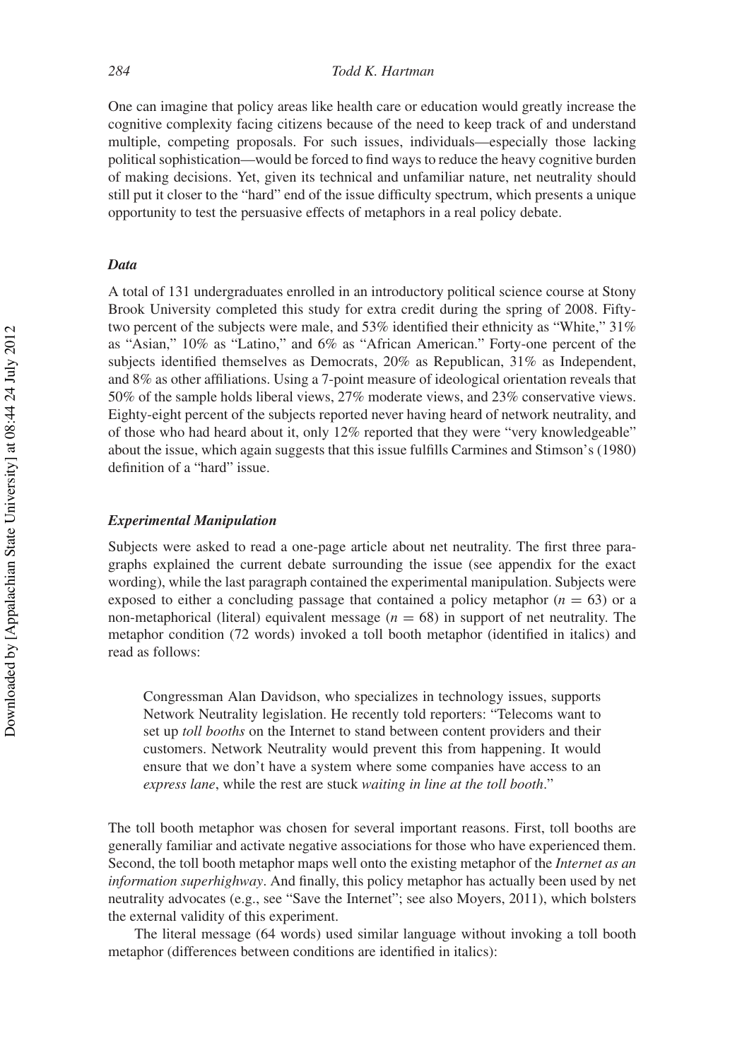One can imagine that policy areas like health care or education would greatly increase the cognitive complexity facing citizens because of the need to keep track of and understand multiple, competing proposals. For such issues, individuals—especially those lacking political sophistication—would be forced to find ways to reduce the heavy cognitive burden of making decisions. Yet, given its technical and unfamiliar nature, net neutrality should still put it closer to the "hard" end of the issue difficulty spectrum, which presents a unique opportunity to test the persuasive effects of metaphors in a real policy debate.

### *Data*

A total of 131 undergraduates enrolled in an introductory political science course at Stony Brook University completed this study for extra credit during the spring of 2008. Fifty-two percent of the subjects were male, and 53% identified their ethnicity as "White," 31% as "Asian," 10% as "Latino," and 6% as "African American." Forty-one percent of the subjects identified themselves as Democrats, 20% as Republican, 31% as Independent, and 8% as other affiliations. Using a 7-point measure of ideological orientation reveals that 50% of the sample holds liberal views, 27% moderate views, and 23% conservative views. Eighty-eight percent of the subjects reported never having heard of network neutrality, and of those who had heard about it, only 12% reported that they were "very knowledgeable" about the issue, which again suggests that this issue fulfills Carmines and Stimson's (1980) definition of a "hard" issue.

### *Experimental Manipulation*

Subjects were asked to read a one-page article about net neutrality. The first three paragraphs explained the current debate surrounding the issue (see appendix for the exact wording), while the last paragraph contained the experimental manipulation. Subjects were exposed to either a concluding passage that contained a policy metaphor ($n = 63$) or a non-metaphorical (literal) equivalent message ($n = 68$) in support of net neutrality. The metaphor condition (72 words) invoked a toll booth metaphor (identified in italics) and read as follows:

> Congressman Alan Davidson, who specializes in technology issues, supports Network Neutrality legislation. He recently told reporters: "Telecoms want to set up *toll booths* on the Internet to stand between content providers and their customers. Network Neutrality would prevent this from happening. It would ensure that we don't have a system where some companies have access to an *express lane*, while the rest are stuck *waiting in line at the toll booth*."

The toll booth metaphor was chosen for several important reasons. First, toll booths are generally familiar and activate negative associations for those who have experienced them. Second, the toll booth metaphor maps well onto the existing metaphor of the *Internet as an information superhighway*. And finally, this policy metaphor has actually been used by net neutrality advocates (e.g., see "Save the Internet"; see also Moyers, 2011), which bolsters the external validity of this experiment.

The literal message (64 words) used similar language without invoking a toll booth metaphor (differences between conditions are identified in italics):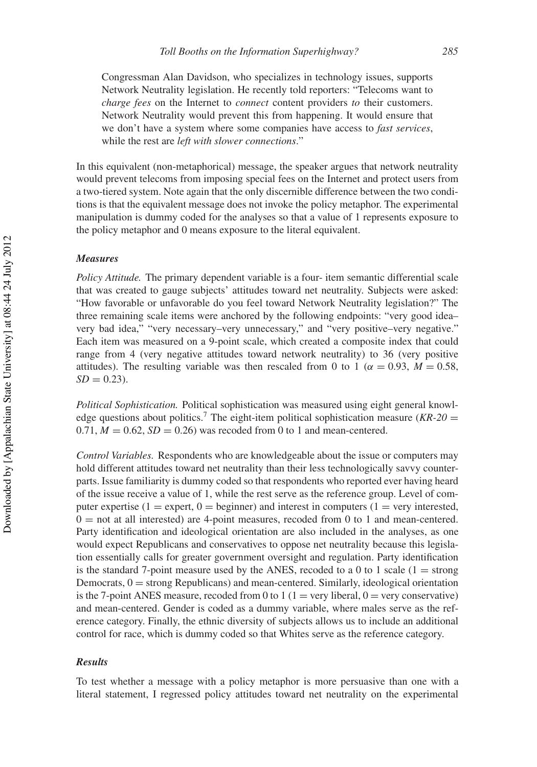> Congressman Alan Davidson, who specializes in technology issues, supports Network Neutrality legislation. He recently told reporters: "Telecoms want to *charge fees* on the Internet to *connect* content providers *to* their customers. Network Neutrality would prevent this from happening. It would ensure that we don't have a system where some companies have access to *fast services*, while the rest are *left with slower connections*."

In this equivalent (non-metaphorical) message, the speaker argues that network neutrality would prevent telecoms from imposing special fees on the Internet and protect users from a two-tiered system. Note again that the only discernible difference between the two conditions is that the equivalent message does not invoke the policy metaphor. The experimental manipulation is dummy coded for the analyses so that a value of 1 represents exposure to the policy metaphor and 0 means exposure to the literal equivalent.

### *Measures*

*Policy Attitude.* The primary dependent variable is a four- item semantic differential scale that was created to gauge subjects' attitudes toward net neutrality. Subjects were asked: "How favorable or unfavorable do you feel toward Network Neutrality legislation?" The three remaining scale items were anchored by the following endpoints: "very good idea–very bad idea," "very necessary–very unnecessary," and "very positive–very negative." Each item was measured on a 9-point scale, which created a composite index that could range from 4 (very negative attitudes toward network neutrality) to 36 (very positive attitudes). The resulting variable was then rescaled from 0 to 1 ($\alpha = 0.93$, $M = 0.58$, $SD = 0.23$).

*Political Sophistication.* Political sophistication was measured using eight general knowledge questions about politics.[7] The eight-item political sophistication measure ($KR\text{-}20 = 0.71$, $M = 0.62$, $SD = 0.26$) was recoded from 0 to 1 and mean-centered.

*Control Variables.* Respondents who are knowledgeable about the issue or computers may hold different attitudes toward net neutrality than their less technologically savvy counterparts. Issue familiarity is dummy coded so that respondents who reported ever having heard of the issue receive a value of 1, while the rest serve as the reference group. Level of computer expertise (1 = expert, 0 = beginner) and interest in computers (1 = very interested, 0 = not at all interested) are 4-point measures, recoded from 0 to 1 and mean-centered. Party identification and ideological orientation are also included in the analyses, as one would expect Republicans and conservatives to oppose net neutrality because this legislation essentially calls for greater government oversight and regulation. Party identification is the standard 7-point measure used by the ANES, recoded to a 0 to 1 scale (1 = strong Democrats, 0 = strong Republicans) and mean-centered. Similarly, ideological orientation is the 7-point ANES measure, recoded from 0 to 1 (1 = very liberal, 0 = very conservative) and mean-centered. Gender is coded as a dummy variable, where males serve as the reference category. Finally, the ethnic diversity of subjects allows us to include an additional control for race, which is dummy coded so that Whites serve as the reference category.

### *Results*

To test whether a message with a policy metaphor is more persuasive than one with a literal statement, I regressed policy attitudes toward net neutrality on the experimental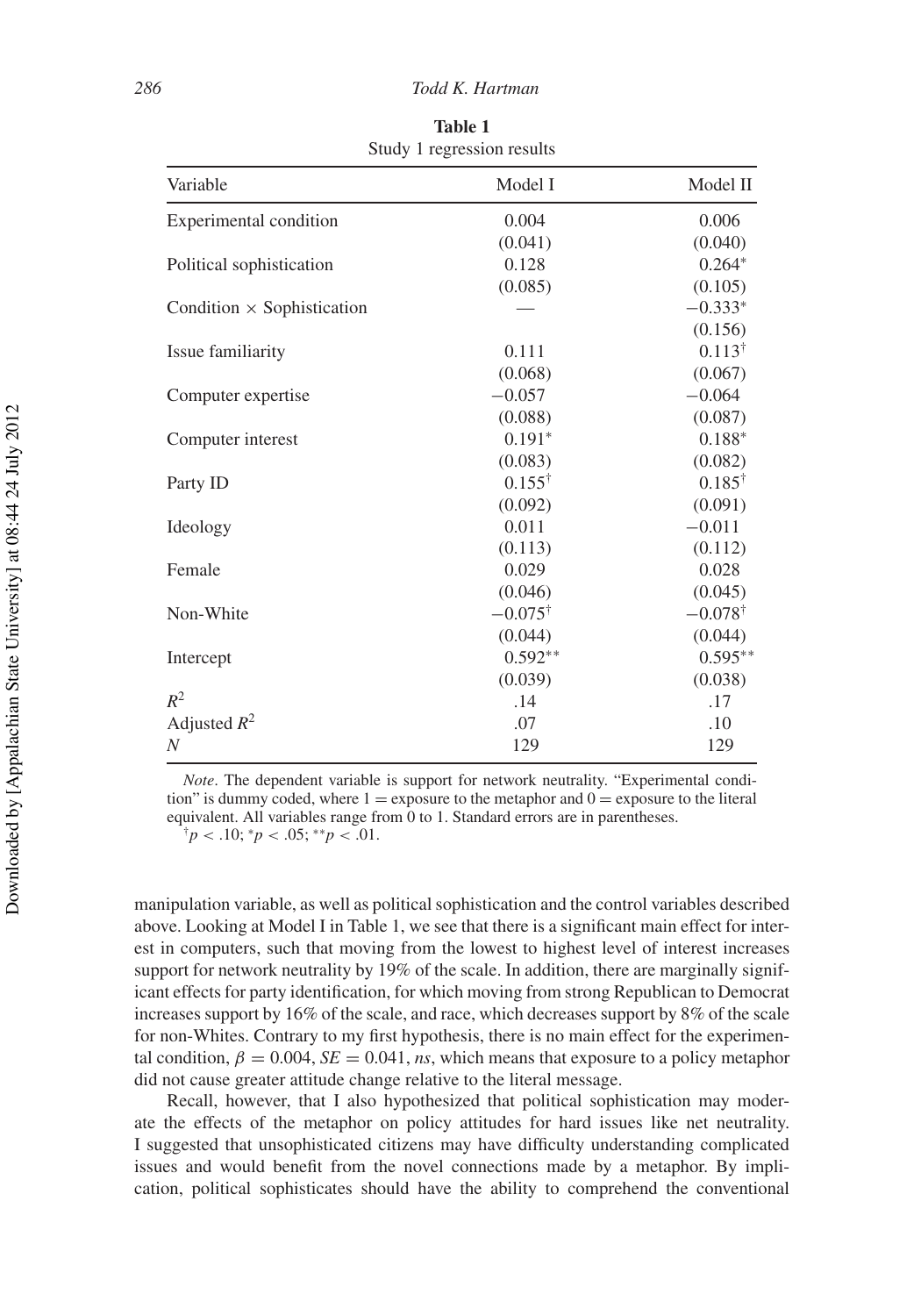**Table 1**
Study 1 regression results

| Variable | Model I | Model II |
|---|---|---|
| Experimental condition | 0.004 | 0.006 |
| | (0.041) | (0.040) |
| Political sophistication | 0.128 | 0.264* |
| | (0.085) | (0.105) |
| Condition × Sophistication | — | −0.333* |
| | | (0.156) |
| Issue familiarity | 0.111 | 0.113† |
| | (0.068) | (0.067) |
| Computer expertise | −0.057 | −0.064 |
| | (0.088) | (0.087) |
| Computer interest | 0.191* | 0.188* |
| | (0.083) | (0.082) |
| Party ID | 0.155† | 0.185† |
| | (0.092) | (0.091) |
| Ideology | 0.011 | −0.011 |
| | (0.113) | (0.112) |
| Female | 0.029 | 0.028 |
| | (0.046) | (0.045) |
| Non-White | −0.075† | −0.078† |
| | (0.044) | (0.044) |
| Intercept | 0.592** | 0.595** |
| | (0.039) | (0.038) |
| $R^2$ | .14 | .17 |
| Adjusted $R^2$ | .07 | .10 |
| $N$ | 129 | 129 |

*Note*. The dependent variable is support for network neutrality. "Experimental condition" is dummy coded, where 1 = exposure to the metaphor and 0 = exposure to the literal equivalent. All variables range from 0 to 1. Standard errors are in parentheses.
†$p < .10$; *$p < .05$; **$p < .01$.

manipulation variable, as well as political sophistication and the control variables described above. Looking at Model I in Table 1, we see that there is a significant main effect for interest in computers, such that moving from the lowest to highest level of interest increases support for network neutrality by 19% of the scale. In addition, there are marginally significant effects for party identification, for which moving from strong Republican to Democrat increases support by 16% of the scale, and race, which decreases support by 8% of the scale for non-Whites. Contrary to my first hypothesis, there is no main effect for the experimental condition, $\beta = 0.004$, $SE = 0.041$, *ns*, which means that exposure to a policy metaphor did not cause greater attitude change relative to the literal message.

Recall, however, that I also hypothesized that political sophistication may moderate the effects of the metaphor on policy attitudes for hard issues like net neutrality. I suggested that unsophisticated citizens may have difficulty understanding complicated issues and would benefit from the novel connections made by a metaphor. By implication, political sophisticates should have the ability to comprehend the conventional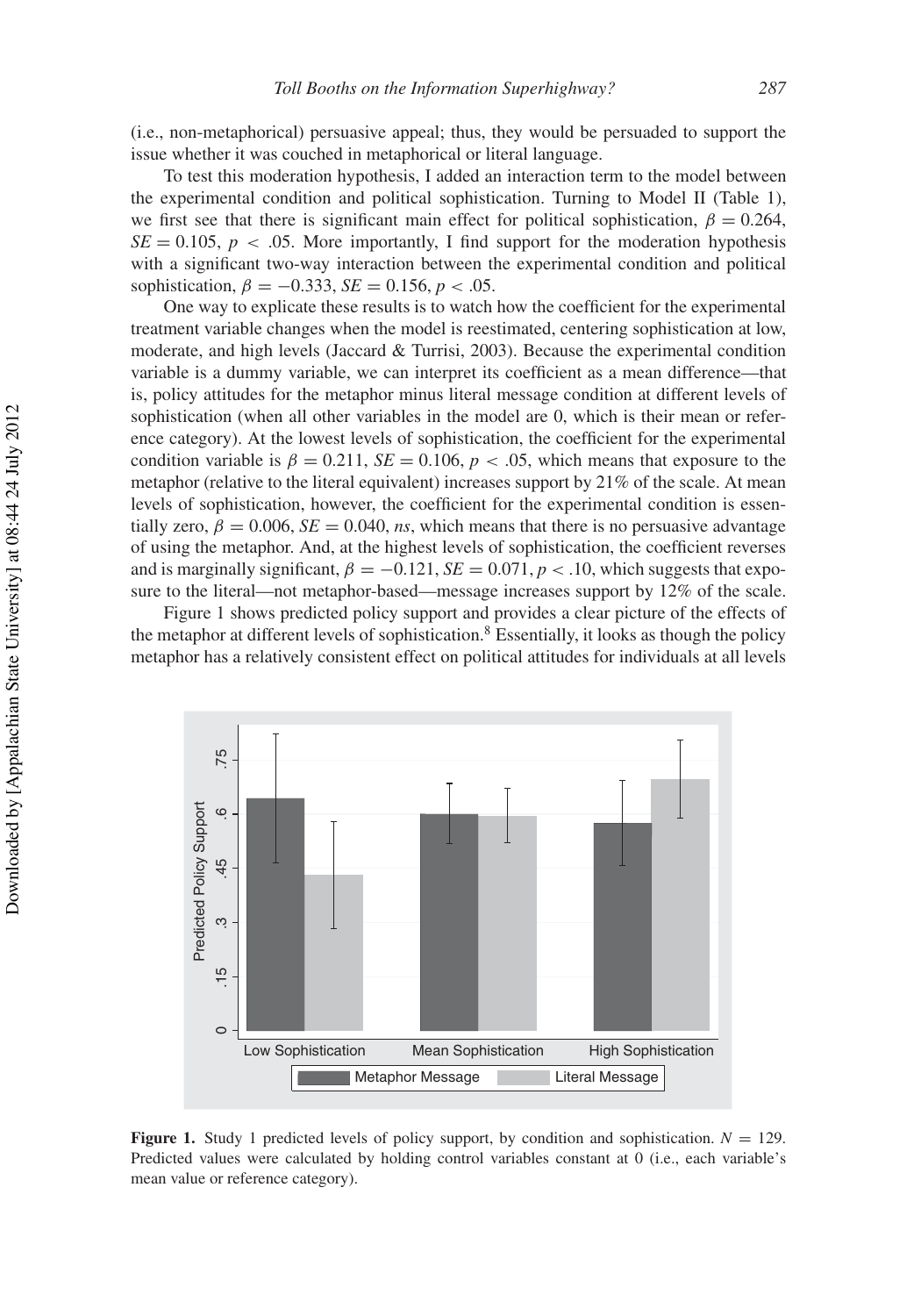(i.e., non-metaphorical) persuasive appeal; thus, they would be persuaded to support the issue whether it was couched in metaphorical or literal language.

To test this moderation hypothesis, I added an interaction term to the model between the experimental condition and political sophistication. Turning to Model II (Table 1), we first see that there is significant main effect for political sophistication, $\beta = 0.264$, $SE = 0.105$, $p < .05$. More importantly, I find support for the moderation hypothesis with a significant two-way interaction between the experimental condition and political sophistication, $\beta = -0.333$, $SE = 0.156$, $p < .05$.

One way to explicate these results is to watch how the coefficient for the experimental treatment variable changes when the model is reestimated, centering sophistication at low, moderate, and high levels (Jaccard & Turrisi, 2003). Because the experimental condition variable is a dummy variable, we can interpret its coefficient as a mean difference—that is, policy attitudes for the metaphor minus literal message condition at different levels of sophistication (when all other variables in the model are 0, which is their mean or reference category). At the lowest levels of sophistication, the coefficient for the experimental condition variable is $\beta = 0.211$, $SE = 0.106$, $p < .05$, which means that exposure to the metaphor (relative to the literal equivalent) increases support by 21% of the scale. At mean levels of sophistication, however, the coefficient for the experimental condition is essentially zero, $\beta = 0.006$, $SE = 0.040$, *ns*, which means that there is no persuasive advantage of using the metaphor. And, at the highest levels of sophistication, the coefficient reverses and is marginally significant, $\beta = -0.121$, $SE = 0.071$, $p < .10$, which suggests that exposure to the literal—not metaphor-based—message increases support by 12% of the scale.

Figure 1 shows predicted policy support and provides a clear picture of the effects of the metaphor at different levels of sophistication.[8] Essentially, it looks as though the policy metaphor has a relatively consistent effect on political attitudes for individuals at all levels

**Figure 1.** Study 1 predicted levels of policy support, by condition and sophistication. $N = 129$. Predicted values were calculated by holding control variables constant at 0 (i.e., each variable's mean value or reference category).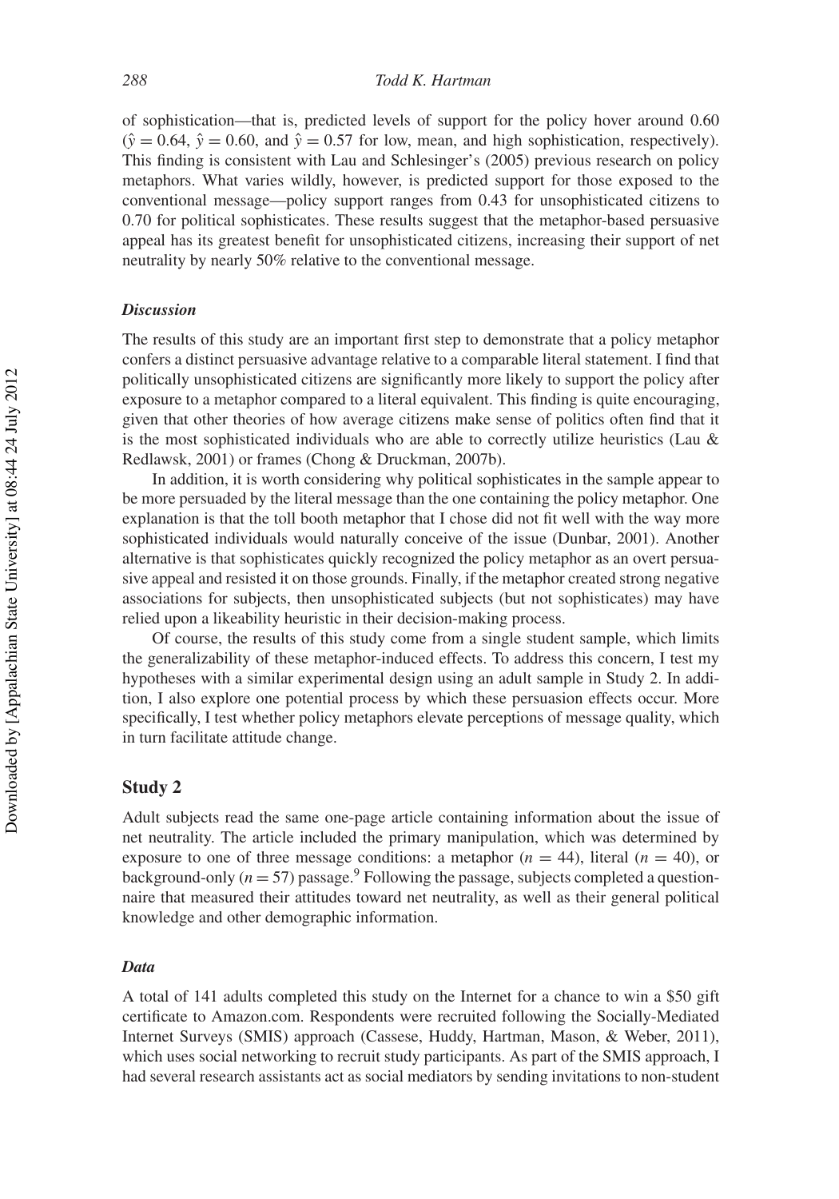of sophistication—that is, predicted levels of support for the policy hover around 0.60 ($\hat{y} = 0.64$, $\hat{y} = 0.60$, and $\hat{y} = 0.57$ for low, mean, and high sophistication, respectively). This finding is consistent with Lau and Schlesinger's (2005) previous research on policy metaphors. What varies wildly, however, is predicted support for those exposed to the conventional message—policy support ranges from 0.43 for unsophisticated citizens to 0.70 for political sophisticates. These results suggest that the metaphor-based persuasive appeal has its greatest benefit for unsophisticated citizens, increasing their support of net neutrality by nearly 50% relative to the conventional message.

### *Discussion*

The results of this study are an important first step to demonstrate that a policy metaphor confers a distinct persuasive advantage relative to a comparable literal statement. I find that politically unsophisticated citizens are significantly more likely to support the policy after exposure to a metaphor compared to a literal equivalent. This finding is quite encouraging, given that other theories of how average citizens make sense of politics often find that it is the most sophisticated individuals who are able to correctly utilize heuristics (Lau & Redlawsk, 2001) or frames (Chong & Druckman, 2007b).

In addition, it is worth considering why political sophisticates in the sample appear to be more persuaded by the literal message than the one containing the policy metaphor. One explanation is that the toll booth metaphor that I chose did not fit well with the way more sophisticated individuals would naturally conceive of the issue (Dunbar, 2001). Another alternative is that sophisticates quickly recognized the policy metaphor as an overt persuasive appeal and resisted it on those grounds. Finally, if the metaphor created strong negative associations for subjects, then unsophisticated subjects (but not sophisticates) may have relied upon a likeability heuristic in their decision-making process.

Of course, the results of this study come from a single student sample, which limits the generalizability of these metaphor-induced effects. To address this concern, I test my hypotheses with a similar experimental design using an adult sample in Study 2. In addition, I also explore one potential process by which these persuasion effects occur. More specifically, I test whether policy metaphors elevate perceptions of message quality, which in turn facilitate attitude change.

## Study 2

Adult subjects read the same one-page article containing information about the issue of net neutrality. The article included the primary manipulation, which was determined by exposure to one of three message conditions: a metaphor ($n = 44$), literal ($n = 40$), or background-only ($n = 57$) passage.[9] Following the passage, subjects completed a questionnaire that measured their attitudes toward net neutrality, as well as their general political knowledge and other demographic information.

### *Data*

A total of 141 adults completed this study on the Internet for a chance to win a $50 gift certificate to Amazon.com. Respondents were recruited following the Socially-Mediated Internet Surveys (SMIS) approach (Cassese, Huddy, Hartman, Mason, & Weber, 2011), which uses social networking to recruit study participants. As part of the SMIS approach, I had several research assistants act as social mediators by sending invitations to non-student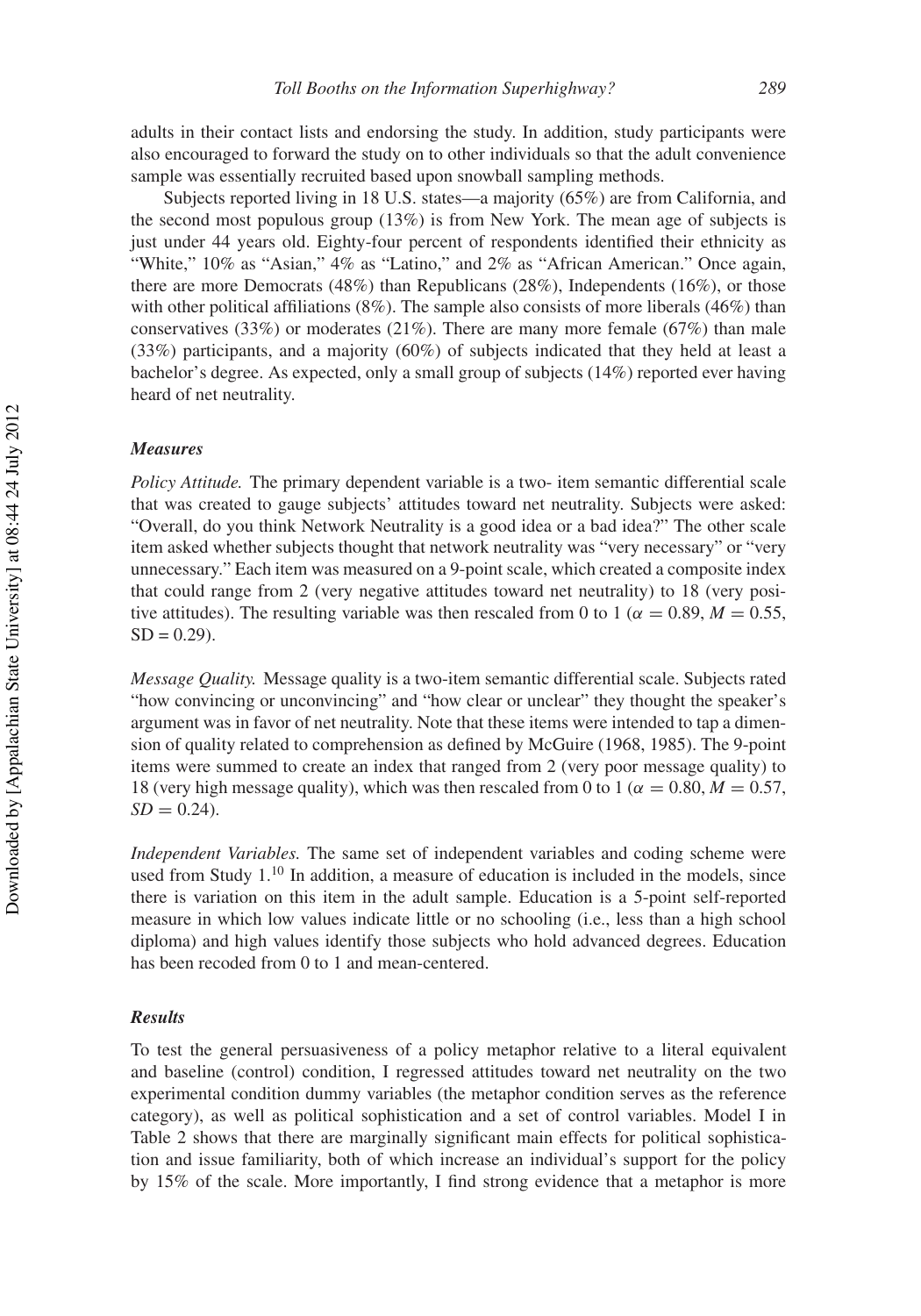adults in their contact lists and endorsing the study. In addition, study participants were also encouraged to forward the study on to other individuals so that the adult convenience sample was essentially recruited based upon snowball sampling methods.

Subjects reported living in 18 U.S. states—a majority (65%) are from California, and the second most populous group (13%) is from New York. The mean age of subjects is just under 44 years old. Eighty-four percent of respondents identified their ethnicity as "White," 10% as "Asian," 4% as "Latino," and 2% as "African American." Once again, there are more Democrats (48%) than Republicans (28%), Independents (16%), or those with other political affiliations (8%). The sample also consists of more liberals (46%) than conservatives (33%) or moderates (21%). There are many more female (67%) than male (33%) participants, and a majority (60%) of subjects indicated that they held at least a bachelor's degree. As expected, only a small group of subjects (14%) reported ever having heard of net neutrality.

### *Measures*

*Policy Attitude.* The primary dependent variable is a two- item semantic differential scale that was created to gauge subjects' attitudes toward net neutrality. Subjects were asked: "Overall, do you think Network Neutrality is a good idea or a bad idea?" The other scale item asked whether subjects thought that network neutrality was "very necessary" or "very unnecessary." Each item was measured on a 9-point scale, which created a composite index that could range from 2 (very negative attitudes toward net neutrality) to 18 (very positive attitudes). The resulting variable was then rescaled from 0 to 1 ($\alpha = 0.89$, $M = 0.55$, $SD = 0.29$).

*Message Quality.* Message quality is a two-item semantic differential scale. Subjects rated "how convincing or unconvincing" and "how clear or unclear" they thought the speaker's argument was in favor of net neutrality. Note that these items were intended to tap a dimension of quality related to comprehension as defined by McGuire (1968, 1985). The 9-point items were summed to create an index that ranged from 2 (very poor message quality) to 18 (very high message quality), which was then rescaled from 0 to 1 ($\alpha = 0.80$, $M = 0.57$, $SD = 0.24$).

*Independent Variables.* The same set of independent variables and coding scheme were used from Study 1.[10] In addition, a measure of education is included in the models, since there is variation on this item in the adult sample. Education is a 5-point self-reported measure in which low values indicate little or no schooling (i.e., less than a high school diploma) and high values identify those subjects who hold advanced degrees. Education has been recoded from 0 to 1 and mean-centered.

### *Results*

To test the general persuasiveness of a policy metaphor relative to a literal equivalent and baseline (control) condition, I regressed attitudes toward net neutrality on the two experimental condition dummy variables (the metaphor condition serves as the reference category), as well as political sophistication and a set of control variables. Model I in Table 2 shows that there are marginally significant main effects for political sophistication and issue familiarity, both of which increase an individual's support for the policy by 15% of the scale. More importantly, I find strong evidence that a metaphor is more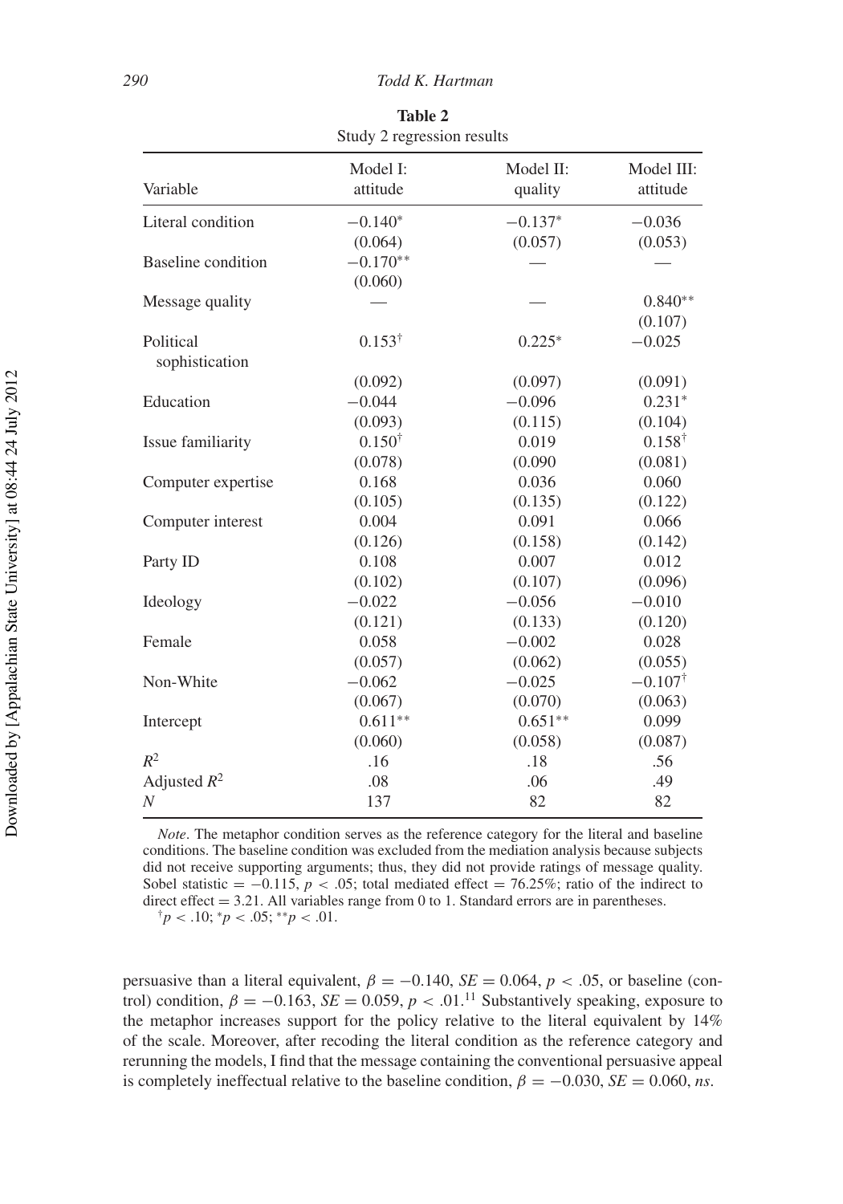**Table 2**
Study 2 regression results

| Variable | Model I: attitude | Model II: quality | Model III: attitude |
|---|---|---|---|
| Literal condition | $-0.140^{*}$ | $-0.137^{*}$ | $-0.036$ |
| | (0.064) | (0.057) | (0.053) |
| Baseline condition | $-0.170^{**}$ | — | — |
| | (0.060) | | |
| Message quality | — | — | $0.840^{**}$ |
| | | | (0.107) |
| Political sophistication | $0.153^{\dagger}$ | $0.225^{*}$ | $-0.025$ |
| | (0.092) | (0.097) | (0.091) |
| Education | $-0.044$ | $-0.096$ | $0.231^{*}$ |
| | (0.093) | (0.115) | (0.104) |
| Issue familiarity | $0.150^{\dagger}$ | 0.019 | $0.158^{\dagger}$ |
| | (0.078) | (0.090 | (0.081) |
| Computer expertise | 0.168 | 0.036 | 0.060 |
| | (0.105) | (0.135) | (0.122) |
| Computer interest | 0.004 | 0.091 | 0.066 |
| | (0.126) | (0.158) | (0.142) |
| Party ID | 0.108 | 0.007 | 0.012 |
| | (0.102) | (0.107) | (0.096) |
| Ideology | $-0.022$ | $-0.056$ | $-0.010$ |
| | (0.121) | (0.133) | (0.120) |
| Female | 0.058 | $-0.002$ | 0.028 |
| | (0.057) | (0.062) | (0.055) |
| Non-White | $-0.062$ | $-0.025$ | $-0.107^{\dagger}$ |
| | (0.067) | (0.070) | (0.063) |
| Intercept | $0.611^{**}$ | $0.651^{**}$ | 0.099 |
| | (0.060) | (0.058) | (0.087) |
| $R^2$ | .16 | .18 | .56 |
| Adjusted $R^2$ | .08 | .06 | .49 |
| $N$ | 137 | 82 | 82 |

*Note*. The metaphor condition serves as the reference category for the literal and baseline conditions. The baseline condition was excluded from the mediation analysis because subjects did not receive supporting arguments; thus, they did not provide ratings of message quality. Sobel statistic $= -0.115$, $p < .05$; total mediated effect $= 76.25\%$; ratio of the indirect to direct effect $= 3.21$. All variables range from 0 to 1. Standard errors are in parentheses.
$^{\dagger}p < .10$; $^{*}p < .05$; $^{**}p < .01$.

persuasive than a literal equivalent, $\beta = -0.140$, $SE = 0.064$, $p < .05$, or baseline (control) condition, $\beta = -0.163$, $SE = 0.059$, $p < .01$.[11] Substantively speaking, exposure to the metaphor increases support for the policy relative to the literal equivalent by 14% of the scale. Moreover, after recoding the literal condition as the reference category and rerunning the models, I find that the message containing the conventional persuasive appeal is completely ineffectual relative to the baseline condition, $\beta = -0.030$, $SE = 0.060$, *ns*.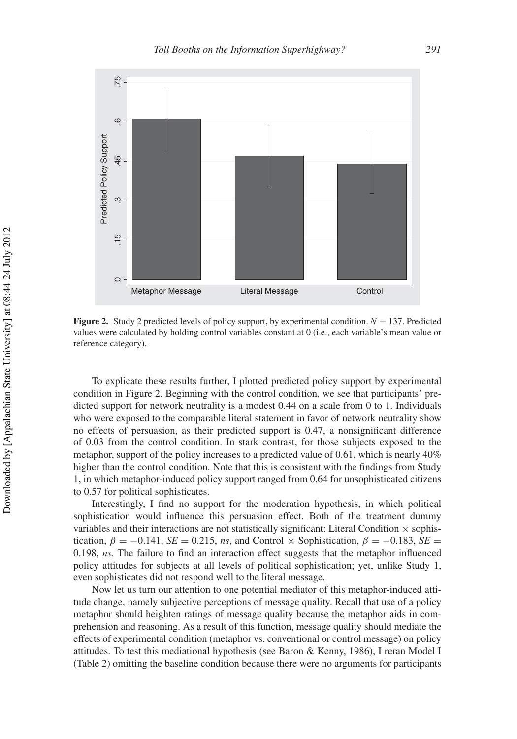**Figure 2.** Study 2 predicted levels of policy support, by experimental condition. $N = 137$. Predicted values were calculated by holding control variables constant at 0 (i.e., each variable's mean value or reference category).

To explicate these results further, I plotted predicted policy support by experimental condition in Figure 2. Beginning with the control condition, we see that participants' predicted support for network neutrality is a modest 0.44 on a scale from 0 to 1. Individuals who were exposed to the comparable literal statement in favor of network neutrality show no effects of persuasion, as their predicted support is 0.47, a nonsignificant difference of 0.03 from the control condition. In stark contrast, for those subjects exposed to the metaphor, support of the policy increases to a predicted value of 0.61, which is nearly 40% higher than the control condition. Note that this is consistent with the findings from Study 1, in which metaphor-induced policy support ranged from 0.64 for unsophisticated citizens to 0.57 for political sophisticates.

Interestingly, I find no support for the moderation hypothesis, in which political sophistication would influence this persuasion effect. Both of the treatment dummy variables and their interactions are not statistically significant: Literal Condition × sophistication, $\beta = -0.141$, $SE = 0.215$, *ns*, and Control × Sophistication, $\beta = -0.183$, $SE = 0.198$, *ns.* The failure to find an interaction effect suggests that the metaphor influenced policy attitudes for subjects at all levels of political sophistication; yet, unlike Study 1, even sophisticates did not respond well to the literal message.

Now let us turn our attention to one potential mediator of this metaphor-induced attitude change, namely subjective perceptions of message quality. Recall that use of a policy metaphor should heighten ratings of message quality because the metaphor aids in comprehension and reasoning. As a result of this function, message quality should mediate the effects of experimental condition (metaphor vs. conventional or control message) on policy attitudes. To test this mediational hypothesis (see Baron & Kenny, 1986), I reran Model I (Table 2) omitting the baseline condition because there were no arguments for participants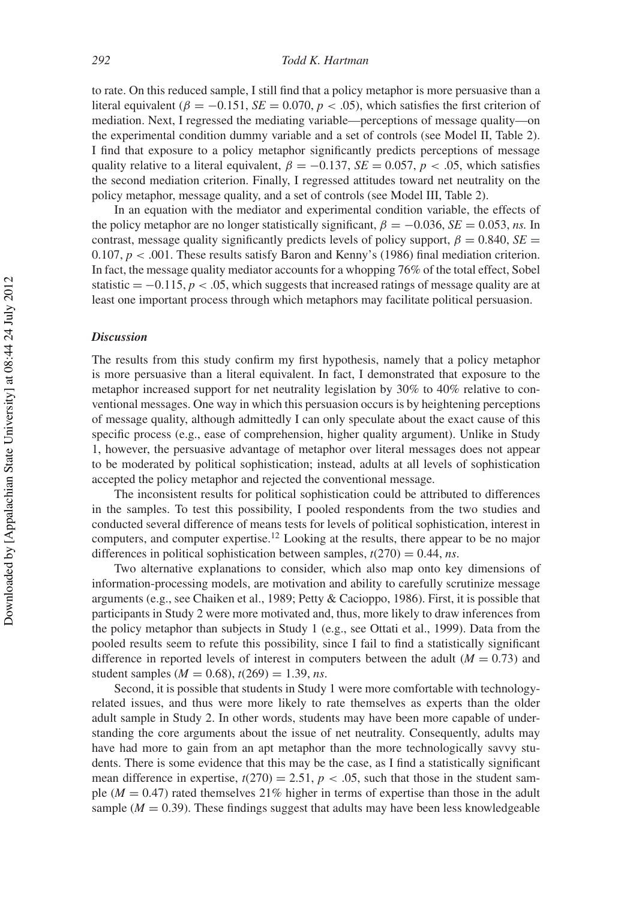to rate. On this reduced sample, I still find that a policy metaphor is more persuasive than a literal equivalent ($\beta = -0.151$, $SE = 0.070$, $p < .05$), which satisfies the first criterion of mediation. Next, I regressed the mediating variable—perceptions of message quality—on the experimental condition dummy variable and a set of controls (see Model II, Table 2). I find that exposure to a policy metaphor significantly predicts perceptions of message quality relative to a literal equivalent, $\beta = -0.137$, $SE = 0.057$, $p < .05$, which satisfies the second mediation criterion. Finally, I regressed attitudes toward net neutrality on the policy metaphor, message quality, and a set of controls (see Model III, Table 2).

In an equation with the mediator and experimental condition variable, the effects of the policy metaphor are no longer statistically significant, $\beta = -0.036$, $SE = 0.053$, *ns.* In contrast, message quality significantly predicts levels of policy support, $\beta = 0.840$, $SE = 0.107$, $p < .001$. These results satisfy Baron and Kenny's (1986) final mediation criterion. In fact, the message quality mediator accounts for a whopping 76% of the total effect, Sobel statistic $= -0.115$, $p < .05$, which suggests that increased ratings of message quality are at least one important process through which metaphors may facilitate political persuasion.

### *Discussion*

The results from this study confirm my first hypothesis, namely that a policy metaphor is more persuasive than a literal equivalent. In fact, I demonstrated that exposure to the metaphor increased support for net neutrality legislation by 30% to 40% relative to conventional messages. One way in which this persuasion occurs is by heightening perceptions of message quality, although admittedly I can only speculate about the exact cause of this specific process (e.g., ease of comprehension, higher quality argument). Unlike in Study 1, however, the persuasive advantage of metaphor over literal messages does not appear to be moderated by political sophistication; instead, adults at all levels of sophistication accepted the policy metaphor and rejected the conventional message.

The inconsistent results for political sophistication could be attributed to differences in the samples. To test this possibility, I pooled respondents from the two studies and conducted several difference of means tests for levels of political sophistication, interest in computers, and computer expertise.[12] Looking at the results, there appear to be no major differences in political sophistication between samples, $t(270) = 0.44$, *ns*.

Two alternative explanations to consider, which also map onto key dimensions of information-processing models, are motivation and ability to carefully scrutinize message arguments (e.g., see Chaiken et al., 1989; Petty & Cacioppo, 1986). First, it is possible that participants in Study 2 were more motivated and, thus, more likely to draw inferences from the policy metaphor than subjects in Study 1 (e.g., see Ottati et al., 1999). Data from the pooled results seem to refute this possibility, since I fail to find a statistically significant difference in reported levels of interest in computers between the adult ($M = 0.73$) and student samples ($M = 0.68$), $t(269) = 1.39$, *ns*.

Second, it is possible that students in Study 1 were more comfortable with technology-related issues, and thus were more likely to rate themselves as experts than the older adult sample in Study 2. In other words, students may have been more capable of understanding the core arguments about the issue of net neutrality. Consequently, adults may have had more to gain from an apt metaphor than the more technologically savvy students. There is some evidence that this may be the case, as I find a statistically significant mean difference in expertise, $t(270) = 2.51$, $p < .05$, such that those in the student sample ($M = 0.47$) rated themselves 21% higher in terms of expertise than those in the adult sample ($M = 0.39$). These findings suggest that adults may have been less knowledgeable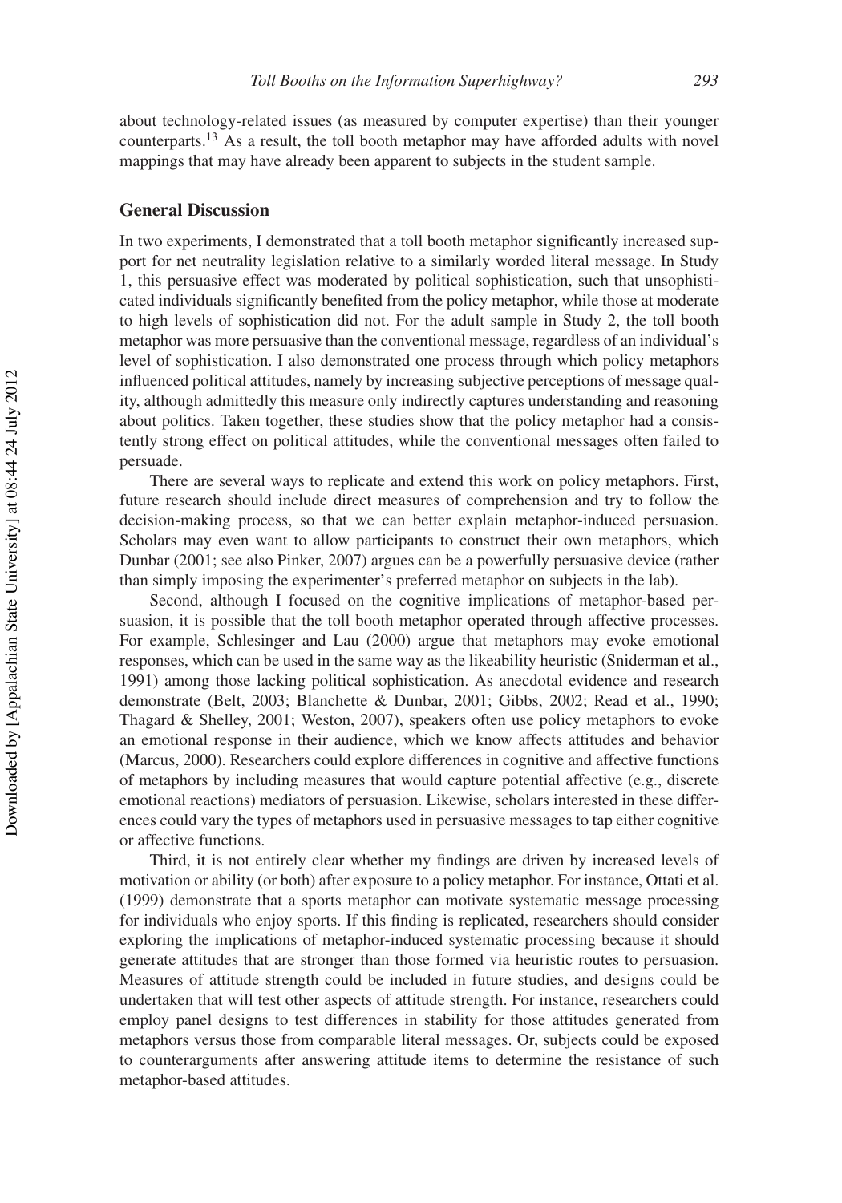about technology-related issues (as measured by computer expertise) than their younger counterparts.[13] As a result, the toll booth metaphor may have afforded adults with novel mappings that may have already been apparent to subjects in the student sample.

## General Discussion

In two experiments, I demonstrated that a toll booth metaphor significantly increased support for net neutrality legislation relative to a similarly worded literal message. In Study 1, this persuasive effect was moderated by political sophistication, such that unsophisticated individuals significantly benefited from the policy metaphor, while those at moderate to high levels of sophistication did not. For the adult sample in Study 2, the toll booth metaphor was more persuasive than the conventional message, regardless of an individual's level of sophistication. I also demonstrated one process through which policy metaphors influenced political attitudes, namely by increasing subjective perceptions of message quality, although admittedly this measure only indirectly captures understanding and reasoning about politics. Taken together, these studies show that the policy metaphor had a consistently strong effect on political attitudes, while the conventional messages often failed to persuade.

There are several ways to replicate and extend this work on policy metaphors. First, future research should include direct measures of comprehension and try to follow the decision-making process, so that we can better explain metaphor-induced persuasion. Scholars may even want to allow participants to construct their own metaphors, which Dunbar (2001; see also Pinker, 2007) argues can be a powerfully persuasive device (rather than simply imposing the experimenter's preferred metaphor on subjects in the lab).

Second, although I focused on the cognitive implications of metaphor-based persuasion, it is possible that the toll booth metaphor operated through affective processes. For example, Schlesinger and Lau (2000) argue that metaphors may evoke emotional responses, which can be used in the same way as the likeability heuristic (Sniderman et al., 1991) among those lacking political sophistication. As anecdotal evidence and research demonstrate (Belt, 2003; Blanchette & Dunbar, 2001; Gibbs, 2002; Read et al., 1990; Thagard & Shelley, 2001; Weston, 2007), speakers often use policy metaphors to evoke an emotional response in their audience, which we know affects attitudes and behavior (Marcus, 2000). Researchers could explore differences in cognitive and affective functions of metaphors by including measures that would capture potential affective (e.g., discrete emotional reactions) mediators of persuasion. Likewise, scholars interested in these differences could vary the types of metaphors used in persuasive messages to tap either cognitive or affective functions.

Third, it is not entirely clear whether my findings are driven by increased levels of motivation or ability (or both) after exposure to a policy metaphor. For instance, Ottati et al. (1999) demonstrate that a sports metaphor can motivate systematic message processing for individuals who enjoy sports. If this finding is replicated, researchers should consider exploring the implications of metaphor-induced systematic processing because it should generate attitudes that are stronger than those formed via heuristic routes to persuasion. Measures of attitude strength could be included in future studies, and designs could be undertaken that will test other aspects of attitude strength. For instance, researchers could employ panel designs to test differences in stability for those attitudes generated from metaphors versus those from comparable literal messages. Or, subjects could be exposed to counterarguments after answering attitude items to determine the resistance of such metaphor-based attitudes.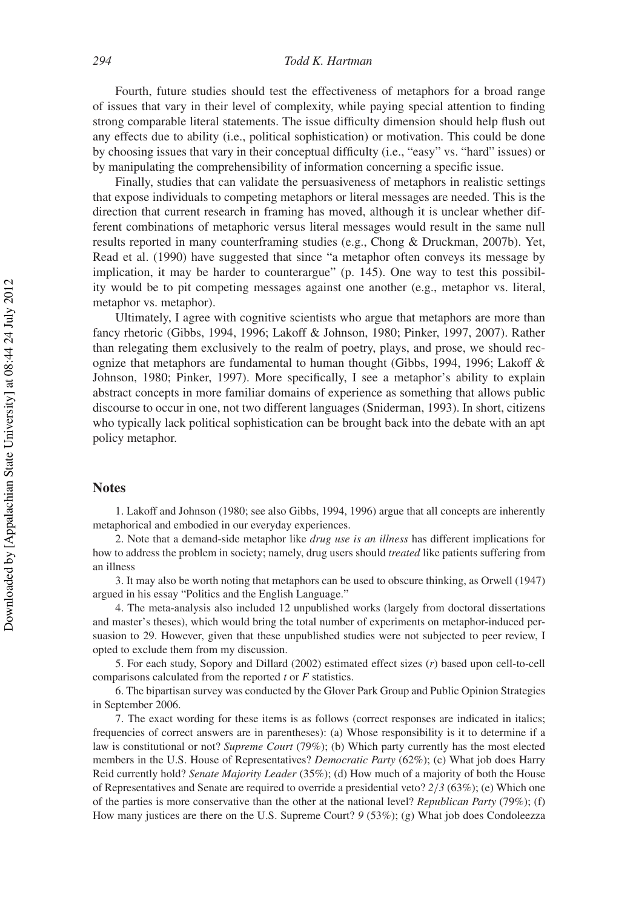Fourth, future studies should test the effectiveness of metaphors for a broad range of issues that vary in their level of complexity, while paying special attention to finding strong comparable literal statements. The issue difficulty dimension should help flush out any effects due to ability (i.e., political sophistication) or motivation. This could be done by choosing issues that vary in their conceptual difficulty (i.e., "easy" vs. "hard" issues) or by manipulating the comprehensibility of information concerning a specific issue.

Finally, studies that can validate the persuasiveness of metaphors in realistic settings that expose individuals to competing metaphors or literal messages are needed. This is the direction that current research in framing has moved, although it is unclear whether different combinations of metaphoric versus literal messages would result in the same null results reported in many counterframing studies (e.g., Chong & Druckman, 2007b). Yet, Read et al. (1990) have suggested that since "a metaphor often conveys its message by implication, it may be harder to counterargue" (p. 145). One way to test this possibility would be to pit competing messages against one another (e.g., metaphor vs. literal, metaphor vs. metaphor).

Ultimately, I agree with cognitive scientists who argue that metaphors are more than fancy rhetoric (Gibbs, 1994, 1996; Lakoff & Johnson, 1980; Pinker, 1997, 2007). Rather than relegating them exclusively to the realm of poetry, plays, and prose, we should recognize that metaphors are fundamental to human thought (Gibbs, 1994, 1996; Lakoff & Johnson, 1980; Pinker, 1997). More specifically, I see a metaphor's ability to explain abstract concepts in more familiar domains of experience as something that allows public discourse to occur in one, not two different languages (Sniderman, 1993). In short, citizens who typically lack political sophistication can be brought back into the debate with an apt policy metaphor.

## Notes

1. Lakoff and Johnson (1980; see also Gibbs, 1994, 1996) argue that all concepts are inherently metaphorical and embodied in our everyday experiences.

2. Note that a demand-side metaphor like *drug use is an illness* has different implications for how to address the problem in society; namely, drug users should *treated* like patients suffering from an illness

3. It may also be worth noting that metaphors can be used to obscure thinking, as Orwell (1947) argued in his essay "Politics and the English Language."

4. The meta-analysis also included 12 unpublished works (largely from doctoral dissertations and master's theses), which would bring the total number of experiments on metaphor-induced persuasion to 29. However, given that these unpublished studies were not subjected to peer review, I opted to exclude them from my discussion.

5. For each study, Sopory and Dillard (2002) estimated effect sizes ($r$) based upon cell-to-cell comparisons calculated from the reported $t$ or $F$ statistics.

6. The bipartisan survey was conducted by the Glover Park Group and Public Opinion Strategies in September 2006.

7. The exact wording for these items is as follows (correct responses are indicated in italics; frequencies of correct answers are in parentheses): (a) Whose responsibility is it to determine if a law is constitutional or not? *Supreme Court* (79%); (b) Which party currently has the most elected members in the U.S. House of Representatives? *Democratic Party* (62%); (c) What job does Harry Reid currently hold? *Senate Majority Leader* (35%); (d) How much of a majority of both the House of Representatives and Senate are required to override a presidential veto? *2/3* (63%); (e) Which one of the parties is more conservative than the other at the national level? *Republican Party* (79%); (f) How many justices are there on the U.S. Supreme Court? *9* (53%); (g) What job does Condoleezza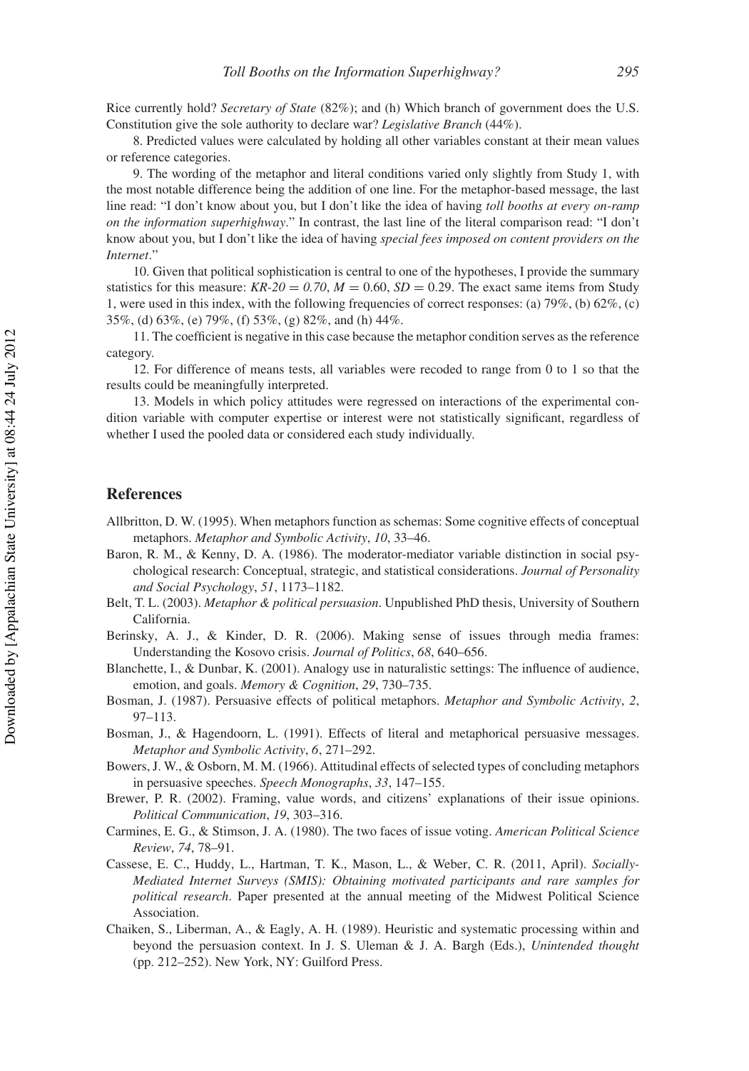Rice currently hold? *Secretary of State* (82%); and (h) Which branch of government does the U.S. Constitution give the sole authority to declare war? *Legislative Branch* (44%).

8. Predicted values were calculated by holding all other variables constant at their mean values or reference categories.

9. The wording of the metaphor and literal conditions varied only slightly from Study 1, with the most notable difference being the addition of one line. For the metaphor-based message, the last line read: "I don't know about you, but I don't like the idea of having *toll booths at every on-ramp on the information superhighway*." In contrast, the last line of the literal comparison read: "I don't know about you, but I don't like the idea of having *special fees imposed on content providers on the Internet*."

10. Given that political sophistication is central to one of the hypotheses, I provide the summary statistics for this measure: $KR\text{-}20 = 0.70$, $M = 0.60$, $SD = 0.29$. The exact same items from Study 1, were used in this index, with the following frequencies of correct responses: (a) 79%, (b) 62%, (c) 35%, (d) 63%, (e) 79%, (f) 53%, (g) 82%, and (h) 44%.

11. The coefficient is negative in this case because the metaphor condition serves as the reference category.

12. For difference of means tests, all variables were recoded to range from 0 to 1 so that the results could be meaningfully interpreted.

13. Models in which policy attitudes were regressed on interactions of the experimental condition variable with computer expertise or interest were not statistically significant, regardless of whether I used the pooled data or considered each study individually.

## References

Allbritton, D. W. (1995). When metaphors function as schemas: Some cognitive effects of conceptual metaphors. *Metaphor and Symbolic Activity*, *10*, 33–46.

Baron, R. M., & Kenny, D. A. (1986). The moderator-mediator variable distinction in social psychological research: Conceptual, strategic, and statistical considerations. *Journal of Personality and Social Psychology*, *51*, 1173–1182.

Belt, T. L. (2003). *Metaphor & political persuasion*. Unpublished PhD thesis, University of Southern California.

Berinsky, A. J., & Kinder, D. R. (2006). Making sense of issues through media frames: Understanding the Kosovo crisis. *Journal of Politics*, *68*, 640–656.

Blanchette, I., & Dunbar, K. (2001). Analogy use in naturalistic settings: The influence of audience, emotion, and goals. *Memory & Cognition*, *29*, 730–735.

Bosman, J. (1987). Persuasive effects of political metaphors. *Metaphor and Symbolic Activity*, *2*, 97–113.

Bosman, J., & Hagendoorn, L. (1991). Effects of literal and metaphorical persuasive messages. *Metaphor and Symbolic Activity*, *6*, 271–292.

Bowers, J. W., & Osborn, M. M. (1966). Attitudinal effects of selected types of concluding metaphors in persuasive speeches. *Speech Monographs*, *33*, 147–155.

Brewer, P. R. (2002). Framing, value words, and citizens' explanations of their issue opinions. *Political Communication*, *19*, 303–316.

Carmines, E. G., & Stimson, J. A. (1980). The two faces of issue voting. *American Political Science Review*, *74*, 78–91.

Cassese, E. C., Huddy, L., Hartman, T. K., Mason, L., & Weber, C. R. (2011, April). *Socially-Mediated Internet Surveys (SMIS): Obtaining motivated participants and rare samples for political research*. Paper presented at the annual meeting of the Midwest Political Science Association.

Chaiken, S., Liberman, A., & Eagly, A. H. (1989). Heuristic and systematic processing within and beyond the persuasion context. In J. S. Uleman & J. A. Bargh (Eds.), *Unintended thought* (pp. 212–252). New York, NY: Guilford Press.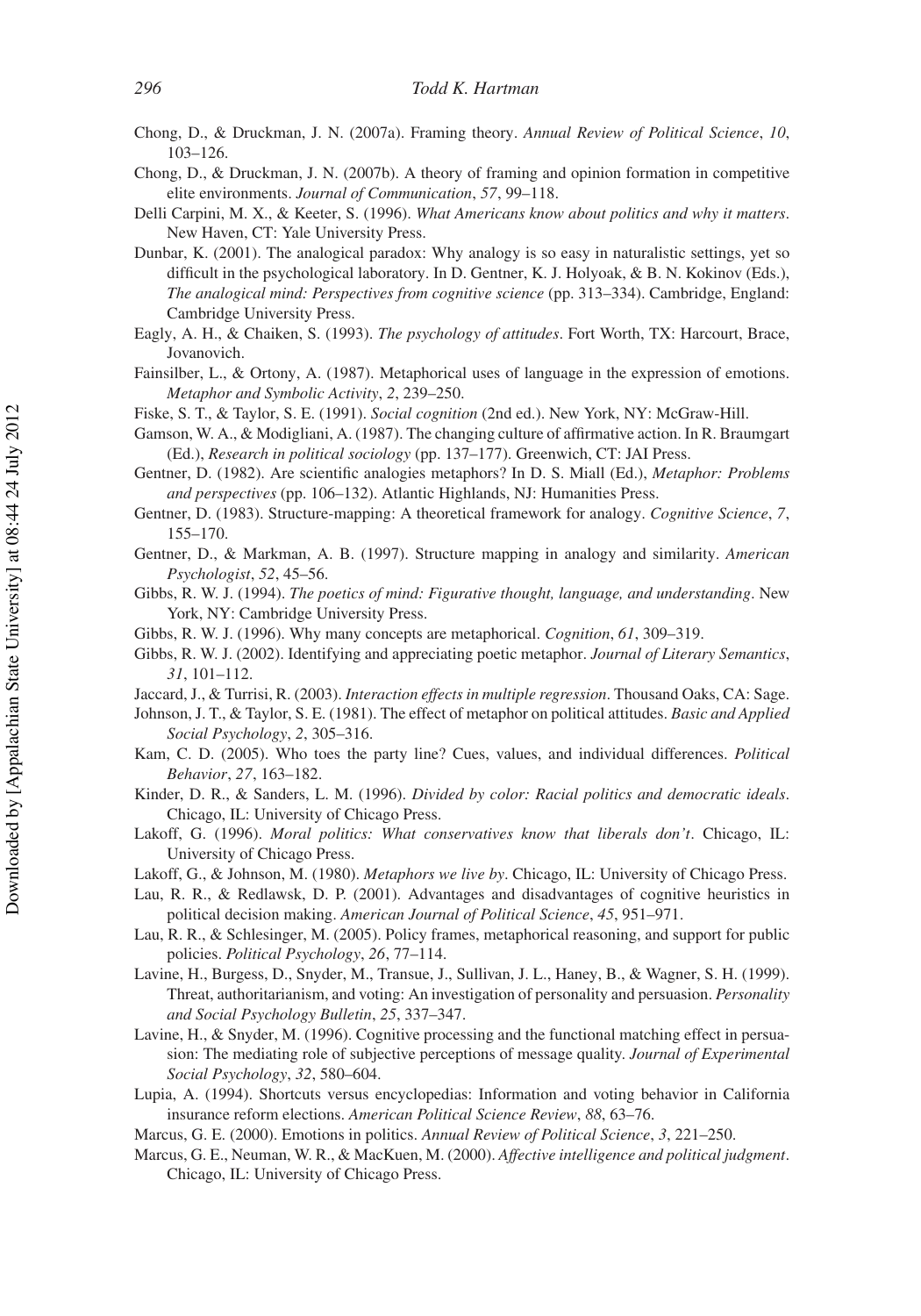Chong, D., & Druckman, J. N. (2007a). Framing theory. *Annual Review of Political Science*, *10*, 103–126.

Chong, D., & Druckman, J. N. (2007b). A theory of framing and opinion formation in competitive elite environments. *Journal of Communication*, *57*, 99–118.

Delli Carpini, M. X., & Keeter, S. (1996). *What Americans know about politics and why it matters*. New Haven, CT: Yale University Press.

Dunbar, K. (2001). The analogical paradox: Why analogy is so easy in naturalistic settings, yet so difficult in the psychological laboratory. In D. Gentner, K. J. Holyoak, & B. N. Kokinov (Eds.), *The analogical mind: Perspectives from cognitive science* (pp. 313–334). Cambridge, England: Cambridge University Press.

Eagly, A. H., & Chaiken, S. (1993). *The psychology of attitudes*. Fort Worth, TX: Harcourt, Brace, Jovanovich.

Fainsilber, L., & Ortony, A. (1987). Metaphorical uses of language in the expression of emotions. *Metaphor and Symbolic Activity*, *2*, 239–250.

Fiske, S. T., & Taylor, S. E. (1991). *Social cognition* (2nd ed.). New York, NY: McGraw-Hill.

Gamson, W. A., & Modigliani, A. (1987). The changing culture of affirmative action. In R. Braumgart (Ed.), *Research in political sociology* (pp. 137–177). Greenwich, CT: JAI Press.

Gentner, D. (1982). Are scientific analogies metaphors? In D. S. Miall (Ed.), *Metaphor: Problems and perspectives* (pp. 106–132). Atlantic Highlands, NJ: Humanities Press.

Gentner, D. (1983). Structure-mapping: A theoretical framework for analogy. *Cognitive Science*, *7*, 155–170.

Gentner, D., & Markman, A. B. (1997). Structure mapping in analogy and similarity. *American Psychologist*, *52*, 45–56.

Gibbs, R. W. J. (1994). *The poetics of mind: Figurative thought, language, and understanding*. New York, NY: Cambridge University Press.

Gibbs, R. W. J. (1996). Why many concepts are metaphorical. *Cognition*, *61*, 309–319.

Gibbs, R. W. J. (2002). Identifying and appreciating poetic metaphor. *Journal of Literary Semantics*, *31*, 101–112.

Jaccard, J., & Turrisi, R. (2003). *Interaction effects in multiple regression*. Thousand Oaks, CA: Sage.

Johnson, J. T., & Taylor, S. E. (1981). The effect of metaphor on political attitudes. *Basic and Applied Social Psychology*, *2*, 305–316.

Kam, C. D. (2005). Who toes the party line? Cues, values, and individual differences. *Political Behavior*, *27*, 163–182.

Kinder, D. R., & Sanders, L. M. (1996). *Divided by color: Racial politics and democratic ideals*. Chicago, IL: University of Chicago Press.

Lakoff, G. (1996). *Moral politics: What conservatives know that liberals don't*. Chicago, IL: University of Chicago Press.

Lakoff, G., & Johnson, M. (1980). *Metaphors we live by*. Chicago, IL: University of Chicago Press.

Lau, R. R., & Redlawsk, D. P. (2001). Advantages and disadvantages of cognitive heuristics in political decision making. *American Journal of Political Science*, *45*, 951–971.

Lau, R. R., & Schlesinger, M. (2005). Policy frames, metaphorical reasoning, and support for public policies. *Political Psychology*, *26*, 77–114.

Lavine, H., Burgess, D., Snyder, M., Transue, J., Sullivan, J. L., Haney, B., & Wagner, S. H. (1999). Threat, authoritarianism, and voting: An investigation of personality and persuasion. *Personality and Social Psychology Bulletin*, *25*, 337–347.

Lavine, H., & Snyder, M. (1996). Cognitive processing and the functional matching effect in persuasion: The mediating role of subjective perceptions of message quality. *Journal of Experimental Social Psychology*, *32*, 580–604.

Lupia, A. (1994). Shortcuts versus encyclopedias: Information and voting behavior in California insurance reform elections. *American Political Science Review*, *88*, 63–76.

Marcus, G. E. (2000). Emotions in politics. *Annual Review of Political Science*, *3*, 221–250.

Marcus, G. E., Neuman, W. R., & MacKuen, M. (2000). *Affective intelligence and political judgment*. Chicago, IL: University of Chicago Press.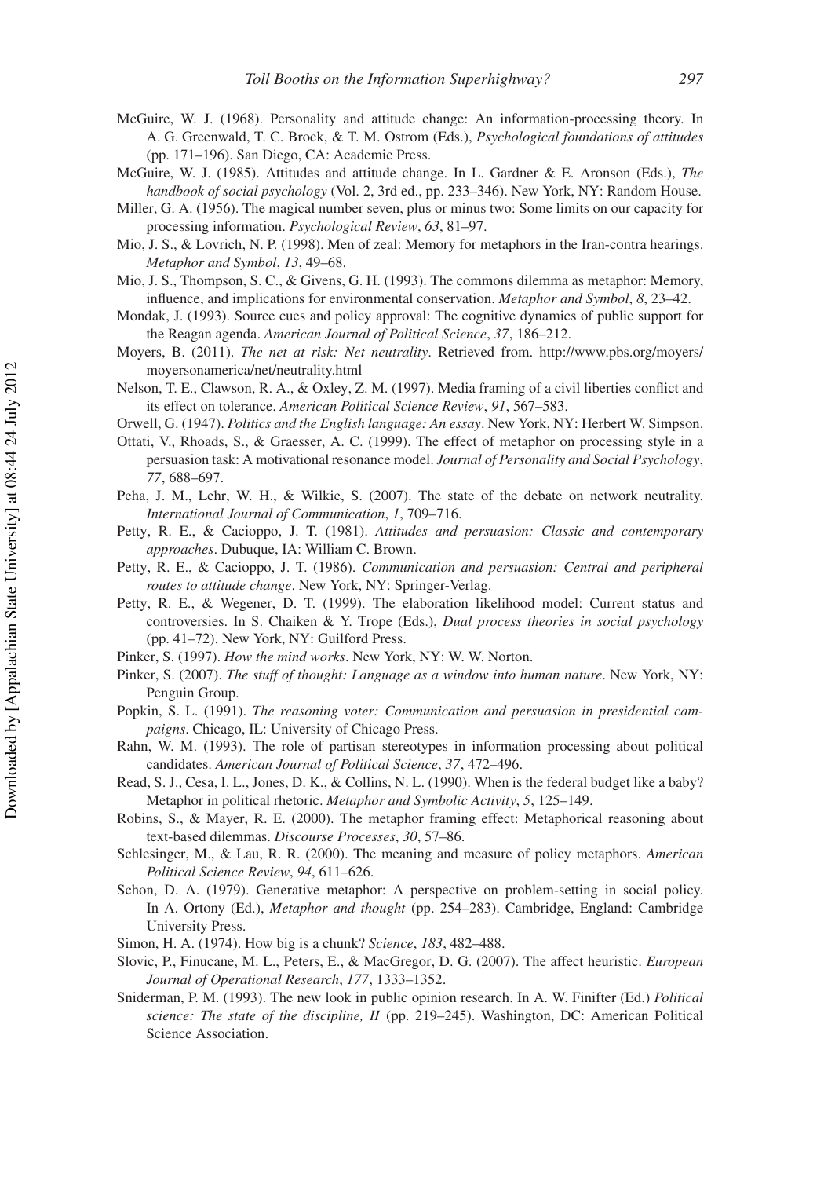McGuire, W. J. (1968). Personality and attitude change: An information-processing theory. In A. G. Greenwald, T. C. Brock, & T. M. Ostrom (Eds.), *Psychological foundations of attitudes* (pp. 171–196). San Diego, CA: Academic Press.

McGuire, W. J. (1985). Attitudes and attitude change. In L. Gardner & E. Aronson (Eds.), *The handbook of social psychology* (Vol. 2, 3rd ed., pp. 233–346). New York, NY: Random House.

Miller, G. A. (1956). The magical number seven, plus or minus two: Some limits on our capacity for processing information. *Psychological Review*, *63*, 81–97.

Mio, J. S., & Lovrich, N. P. (1998). Men of zeal: Memory for metaphors in the Iran-contra hearings. *Metaphor and Symbol*, *13*, 49–68.

Mio, J. S., Thompson, S. C., & Givens, G. H. (1993). The commons dilemma as metaphor: Memory, influence, and implications for environmental conservation. *Metaphor and Symbol*, *8*, 23–42.

Mondak, J. (1993). Source cues and policy approval: The cognitive dynamics of public support for the Reagan agenda. *American Journal of Political Science*, *37*, 186–212.

Moyers, B. (2011). *The net at risk: Net neutrality*. Retrieved from. http://www.pbs.org/moyers/moyersonamerica/net/neutrality.html

Nelson, T. E., Clawson, R. A., & Oxley, Z. M. (1997). Media framing of a civil liberties conflict and its effect on tolerance. *American Political Science Review*, *91*, 567–583.

Orwell, G. (1947). *Politics and the English language: An essay*. New York, NY: Herbert W. Simpson.

Ottati, V., Rhoads, S., & Graesser, A. C. (1999). The effect of metaphor on processing style in a persuasion task: A motivational resonance model. *Journal of Personality and Social Psychology*, *77*, 688–697.

Peha, J. M., Lehr, W. H., & Wilkie, S. (2007). The state of the debate on network neutrality. *International Journal of Communication*, *1*, 709–716.

Petty, R. E., & Cacioppo, J. T. (1981). *Attitudes and persuasion: Classic and contemporary approaches*. Dubuque, IA: William C. Brown.

Petty, R. E., & Cacioppo, J. T. (1986). *Communication and persuasion: Central and peripheral routes to attitude change*. New York, NY: Springer-Verlag.

Petty, R. E., & Wegener, D. T. (1999). The elaboration likelihood model: Current status and controversies. In S. Chaiken & Y. Trope (Eds.), *Dual process theories in social psychology* (pp. 41–72). New York, NY: Guilford Press.

Pinker, S. (1997). *How the mind works*. New York, NY: W. W. Norton.

Pinker, S. (2007). *The stuff of thought: Language as a window into human nature*. New York, NY: Penguin Group.

Popkin, S. L. (1991). *The reasoning voter: Communication and persuasion in presidential campaigns*. Chicago, IL: University of Chicago Press.

Rahn, W. M. (1993). The role of partisan stereotypes in information processing about political candidates. *American Journal of Political Science*, *37*, 472–496.

Read, S. J., Cesa, I. L., Jones, D. K., & Collins, N. L. (1990). When is the federal budget like a baby? Metaphor in political rhetoric. *Metaphor and Symbolic Activity*, *5*, 125–149.

Robins, S., & Mayer, R. E. (2000). The metaphor framing effect: Metaphorical reasoning about text-based dilemmas. *Discourse Processes*, *30*, 57–86.

Schlesinger, M., & Lau, R. R. (2000). The meaning and measure of policy metaphors. *American Political Science Review*, *94*, 611–626.

Schon, D. A. (1979). Generative metaphor: A perspective on problem-setting in social policy. In A. Ortony (Ed.), *Metaphor and thought* (pp. 254–283). Cambridge, England: Cambridge University Press.

Simon, H. A. (1974). How big is a chunk? *Science*, *183*, 482–488.

Slovic, P., Finucane, M. L., Peters, E., & MacGregor, D. G. (2007). The affect heuristic. *European Journal of Operational Research*, *177*, 1333–1352.

Sniderman, P. M. (1993). The new look in public opinion research. In A. W. Finifter (Ed.) *Political science: The state of the discipline, II* (pp. 219–245). Washington, DC: American Political Science Association.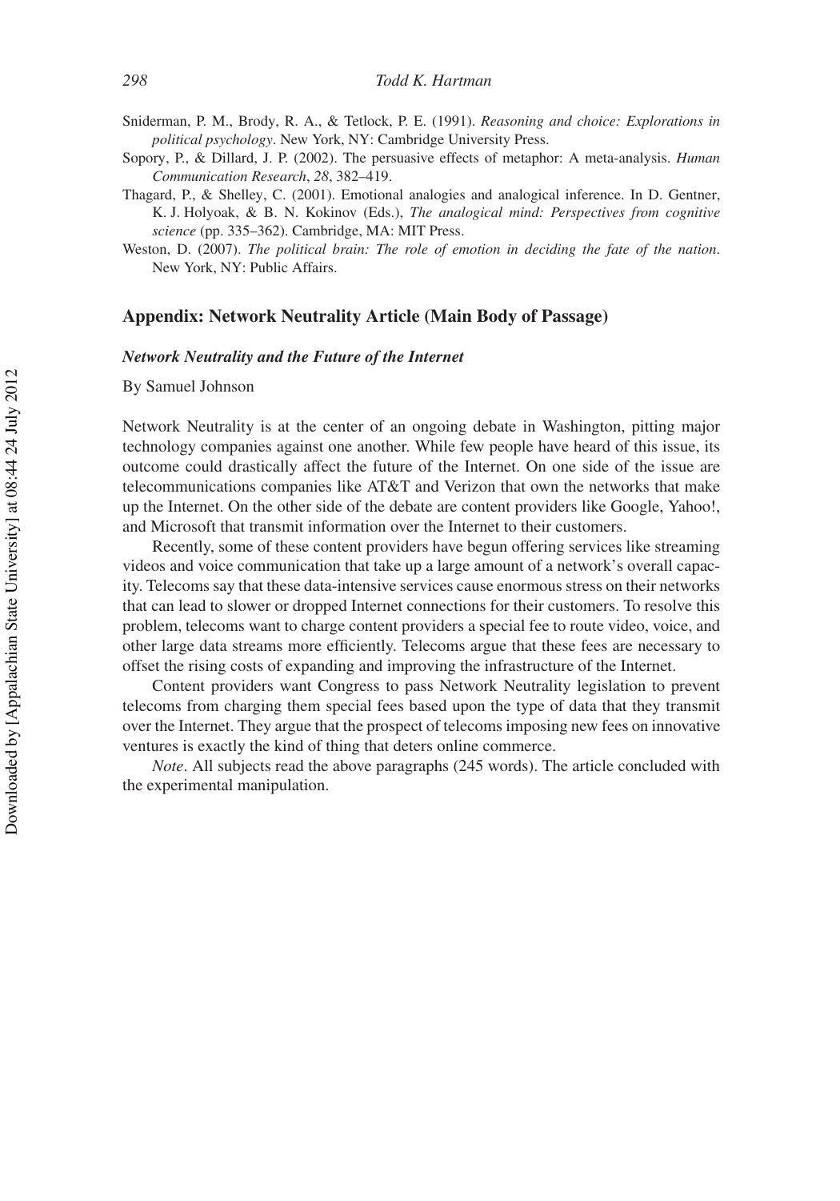Sniderman, P. M., Brody, R. A., & Tetlock, P. E. (1991). *Reasoning and choice: Explorations in political psychology*. New York, NY: Cambridge University Press.

Sopory, P., & Dillard, J. P. (2002). The persuasive effects of metaphor: A meta-analysis. *Human Communication Research*, *28*, 382–419.

Thagard, P., & Shelley, C. (2001). Emotional analogies and analogical inference. In D. Gentner, K. J. Holyoak, & B. N. Kokinov (Eds.), *The analogical mind: Perspectives from cognitive science* (pp. 335–362). Cambridge, MA: MIT Press.

Weston, D. (2007). *The political brain: The role of emotion in deciding the fate of the nation*. New York, NY: Public Affairs.

## Appendix: Network Neutrality Article (Main Body of Passage)

### *Network Neutrality and the Future of the Internet*

By Samuel Johnson

Network Neutrality is at the center of an ongoing debate in Washington, pitting major technology companies against one another. While few people have heard of this issue, its outcome could drastically affect the future of the Internet. On one side of the issue are telecommunications companies like AT&T and Verizon that own the networks that make up the Internet. On the other side of the debate are content providers like Google, Yahoo!, and Microsoft that transmit information over the Internet to their customers.

Recently, some of these content providers have begun offering services like streaming videos and voice communication that take up a large amount of a network's overall capacity. Telecoms say that these data-intensive services cause enormous stress on their networks that can lead to slower or dropped Internet connections for their customers. To resolve this problem, telecoms want to charge content providers a special fee to route video, voice, and other large data streams more efficiently. Telecoms argue that these fees are necessary to offset the rising costs of expanding and improving the infrastructure of the Internet.

Content providers want Congress to pass Network Neutrality legislation to prevent telecoms from charging them special fees based upon the type of data that they transmit over the Internet. They argue that the prospect of telecoms imposing new fees on innovative ventures is exactly the kind of thing that deters online commerce.

*Note*. All subjects read the above paragraphs (245 words). The article concluded with the experimental manipulation.